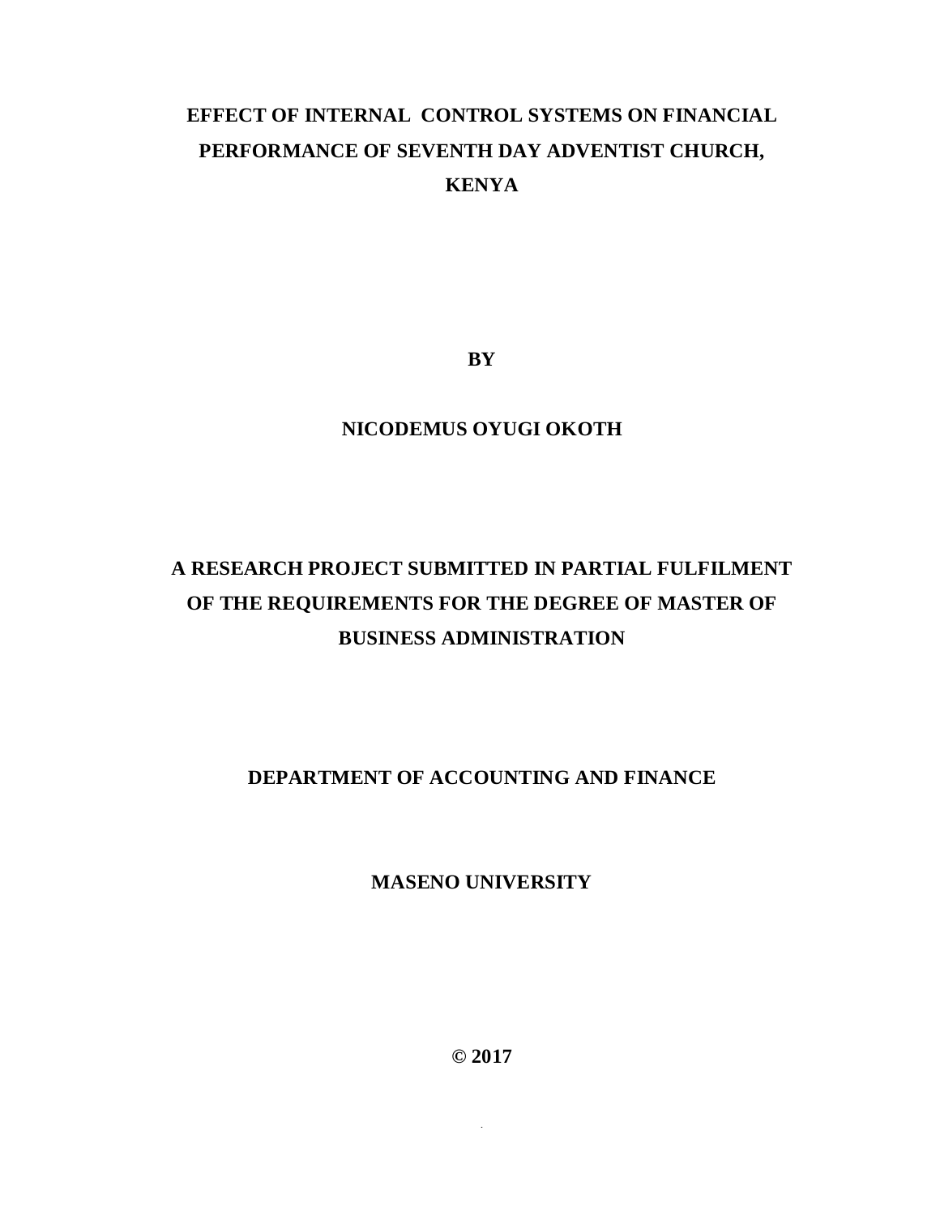# EFFECT OF INTERNAL CONTROL SYSTEMS ON FINANCIAL PERFORMANCE OF SEVENTH DAY ADVENTIST CHURCH, KENYA

**BY**

**NICODEMUS OYUGI OKOTH**

**A RESEARCH PROJECT SUBMITTED IN PARTIAL FULFILMENT OF THE REQUIREMENTS FOR THE DEGREE OF MASTER OF BUSINESS ADMINISTRATION**

**DEPARTMENT OF ACCOUNTING AND FINANCE**

**MASENO UNIVERSITY**

**© 2017**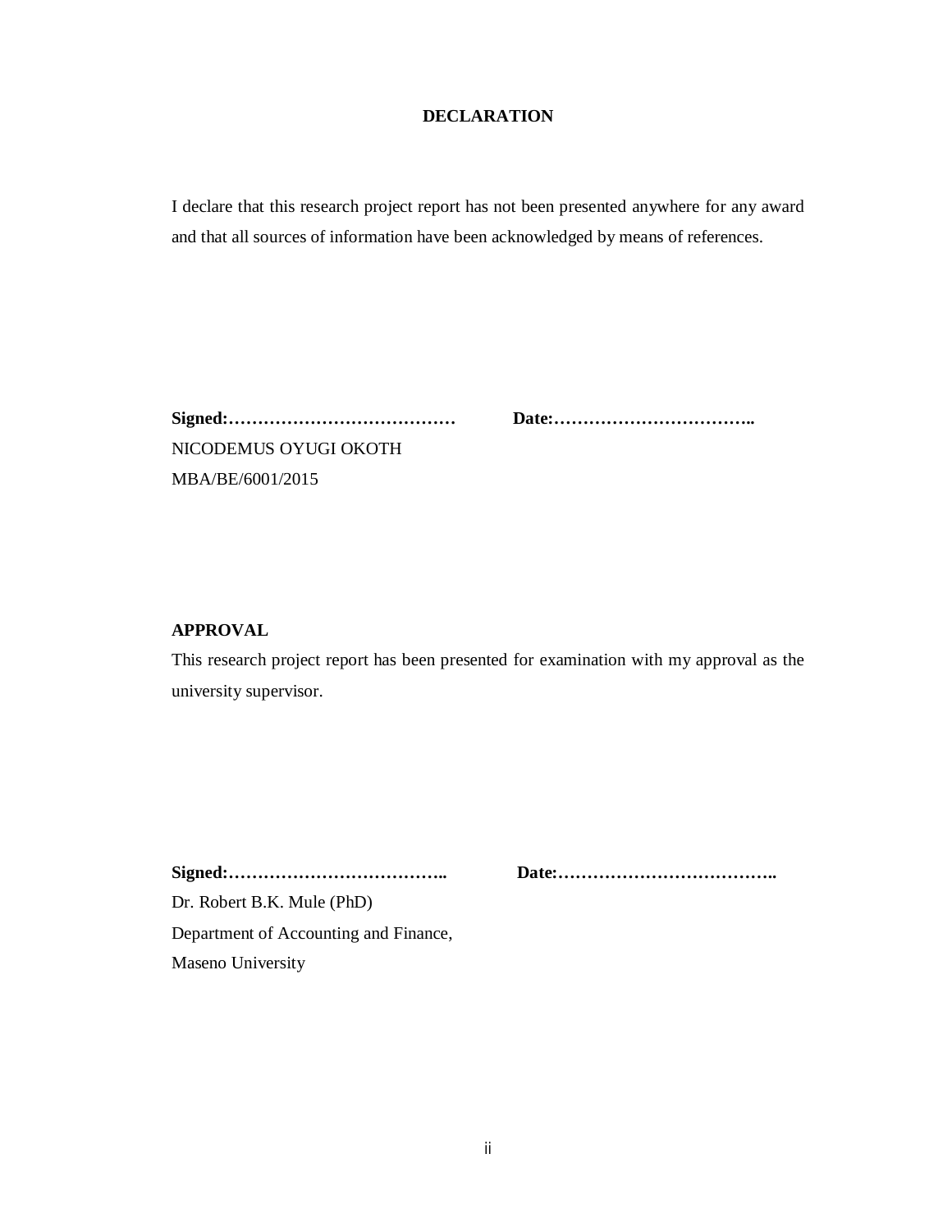# DECLARATION

I declare that this research project report has not been presented anywhere for any award and that all sources of information have been acknowledged by means of references.

**Signed:…………………………………** **Date:……………………………..**

NICODEMUS OYUGI OKOTH

MBA/BE/6001/2015

## APPROVAL

This research project report has been presented for examination with my approval as the university supervisor.

**Signed:………………………………..** **Date:………………………………..**

Dr. Robert B.K. Mule (PhD)

Department of Accounting and Finance,

Maseno University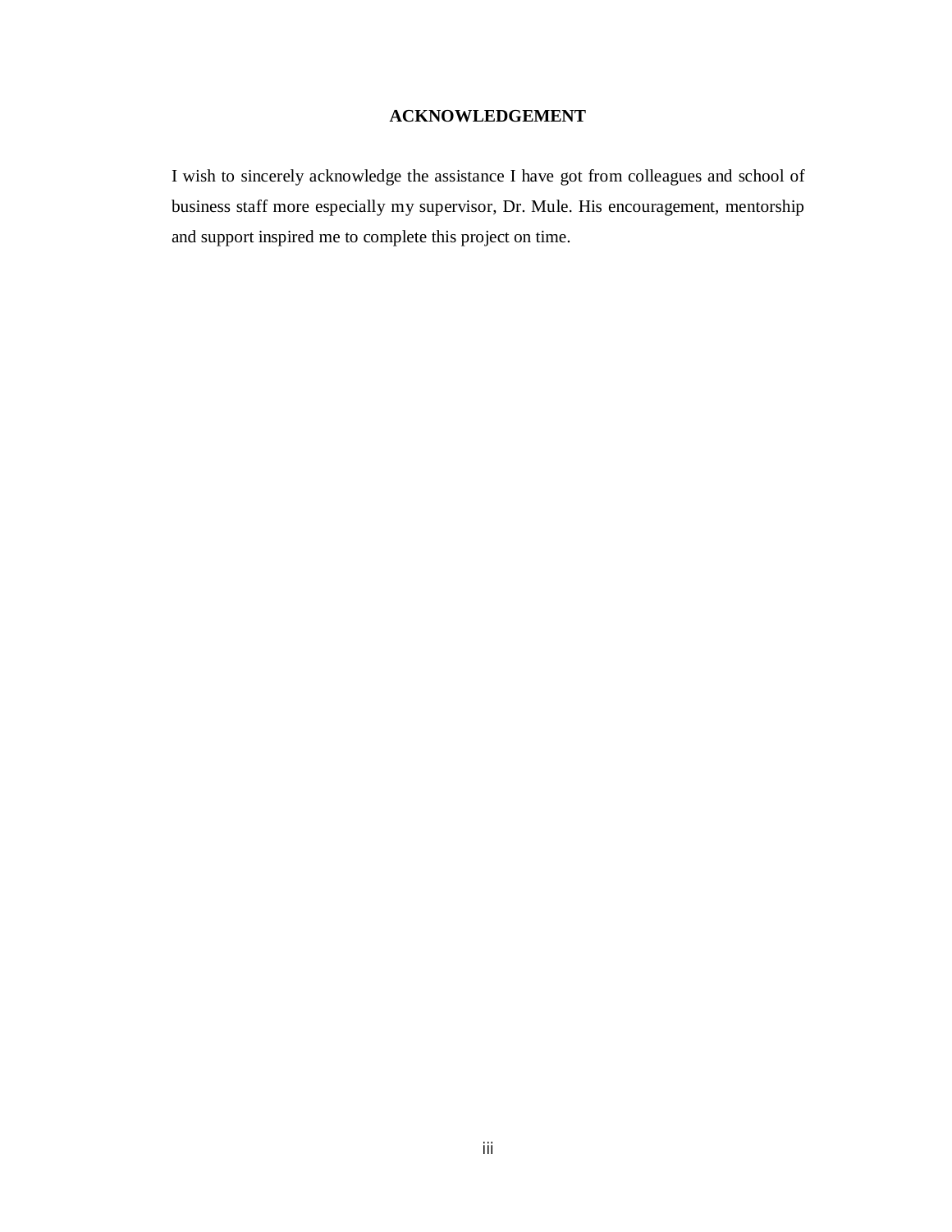# ACKNOWLEDGEMENT

I wish to sincerely acknowledge the assistance I have got from colleagues and school of business staff more especially my supervisor, Dr. Mule. His encouragement, mentorship and support inspired me to complete this project on time.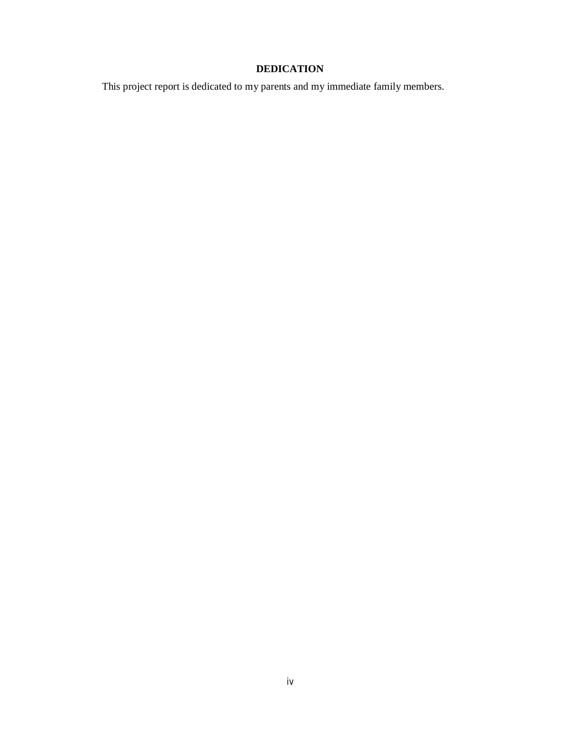# DEDICATION

This project report is dedicated to my parents and my immediate family members.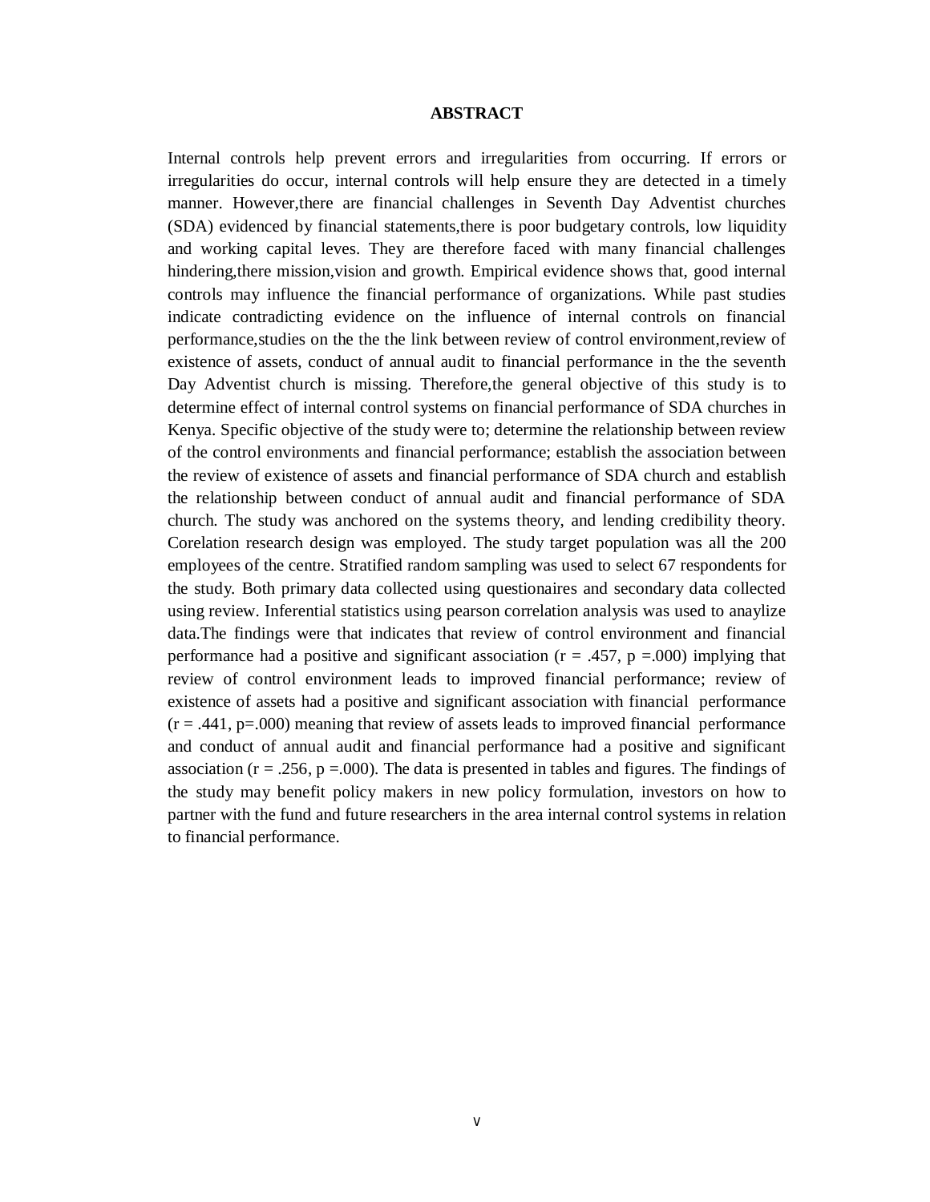# ABSTRACT

Internal controls help prevent errors and irregularities from occurring. If errors or irregularities do occur, internal controls will help ensure they are detected in a timely manner. However,there are financial challenges in Seventh Day Adventist churches (SDA) evidenced by financial statements,there is poor budgetary controls, low liquidity and working capital leves. They are therefore faced with many financial challenges hindering,there mission,vision and growth. Empirical evidence shows that, good internal controls may influence the financial performance of organizations. While past studies indicate contradicting evidence on the influence of internal controls on financial performance,studies on the the the link between review of control environment,review of existence of assets, conduct of annual audit to financial performance in the the seventh Day Adventist church is missing. Therefore,the general objective of this study is to determine effect of internal control systems on financial performance of SDA churches in Kenya. Specific objective of the study were to; determine the relationship between review of the control environments and financial performance; establish the association between the review of existence of assets and financial performance of SDA church and establish the relationship between conduct of annual audit and financial performance of SDA church. The study was anchored on the systems theory, and lending credibility theory. Corelation research design was employed. The study target population was all the 200 employees of the centre. Stratified random sampling was used to select 67 respondents for the study. Both primary data collected using questionaires and secondary data collected using review. Inferential statistics using pearson correlation analysis was used to anaylize data.The findings were that indicates that review of control environment and financial performance had a positive and significant association ($r = .457$, $p = .000$) implying that review of control environment leads to improved financial performance; review of existence of assets had a positive and significant association with financial performance ($r = .441$, $p = .000$) meaning that review of assets leads to improved financial performance and conduct of annual audit and financial performance had a positive and significant association ($r = .256$, $p = .000$). The data is presented in tables and figures. The findings of the study may benefit policy makers in new policy formulation, investors on how to partner with the fund and future researchers in the area internal control systems in relation to financial performance.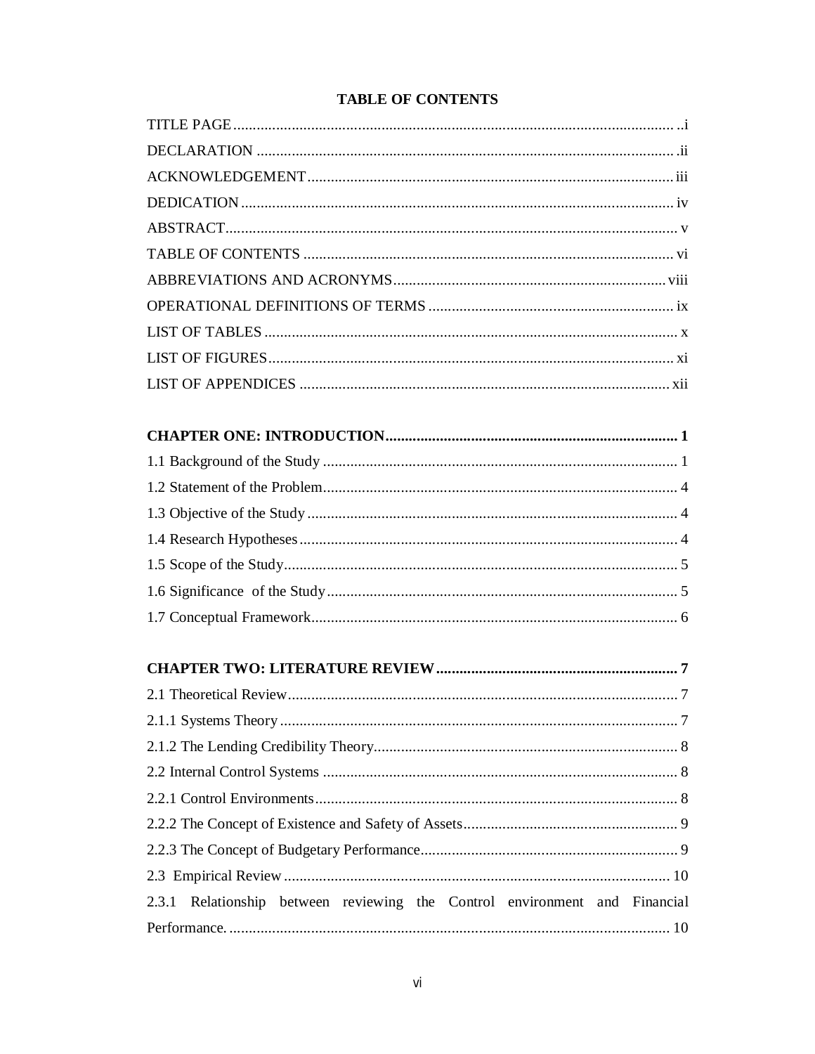# TABLE OF CONTENTS

TITLE PAGE .................................................. ..i

DECLARATION .................................................. .ii

ACKNOWLEDGEMENT .................................................. iii

DEDICATION .................................................. iv

ABSTRACT .................................................. v

TABLE OF CONTENTS .................................................. vi

ABBREVIATIONS AND ACRONYMS .................................................. viii

OPERATIONAL DEFINITIONS OF TERMS .................................................. ix

LIST OF TABLES .................................................. x

LIST OF FIGURES .................................................. xi

LIST OF APPENDICES .................................................. xii

**CHAPTER ONE: INTRODUCTION .................................................. 1**

1.1 Background of the Study .................................................. 1

1.2 Statement of the Problem .................................................. 4

1.3 Objective of the Study .................................................. 4

1.4 Research Hypotheses .................................................. 4

1.5 Scope of the Study .................................................. 5

1.6 Significance  of the Study .................................................. 5

1.7 Conceptual Framework .................................................. 6

**CHAPTER TWO: LITERATURE REVIEW .................................................. 7**

2.1 Theoretical Review .................................................. 7

2.1.1 Systems Theory .................................................. 7

2.1.2 The Lending Credibility Theory .................................................. 8

2.2 Internal Control Systems .................................................. 8

2.2.1 Control Environments .................................................. 8

2.2.2 The Concept of Existence and Safety of Assets .................................................. 9

2.2.3 The Concept of Budgetary Performance .................................................. 9

2.3  Empirical Review .................................................. 10

2.3.1 Relationship between reviewing the Control environment and Financial Performance. .................................................. 10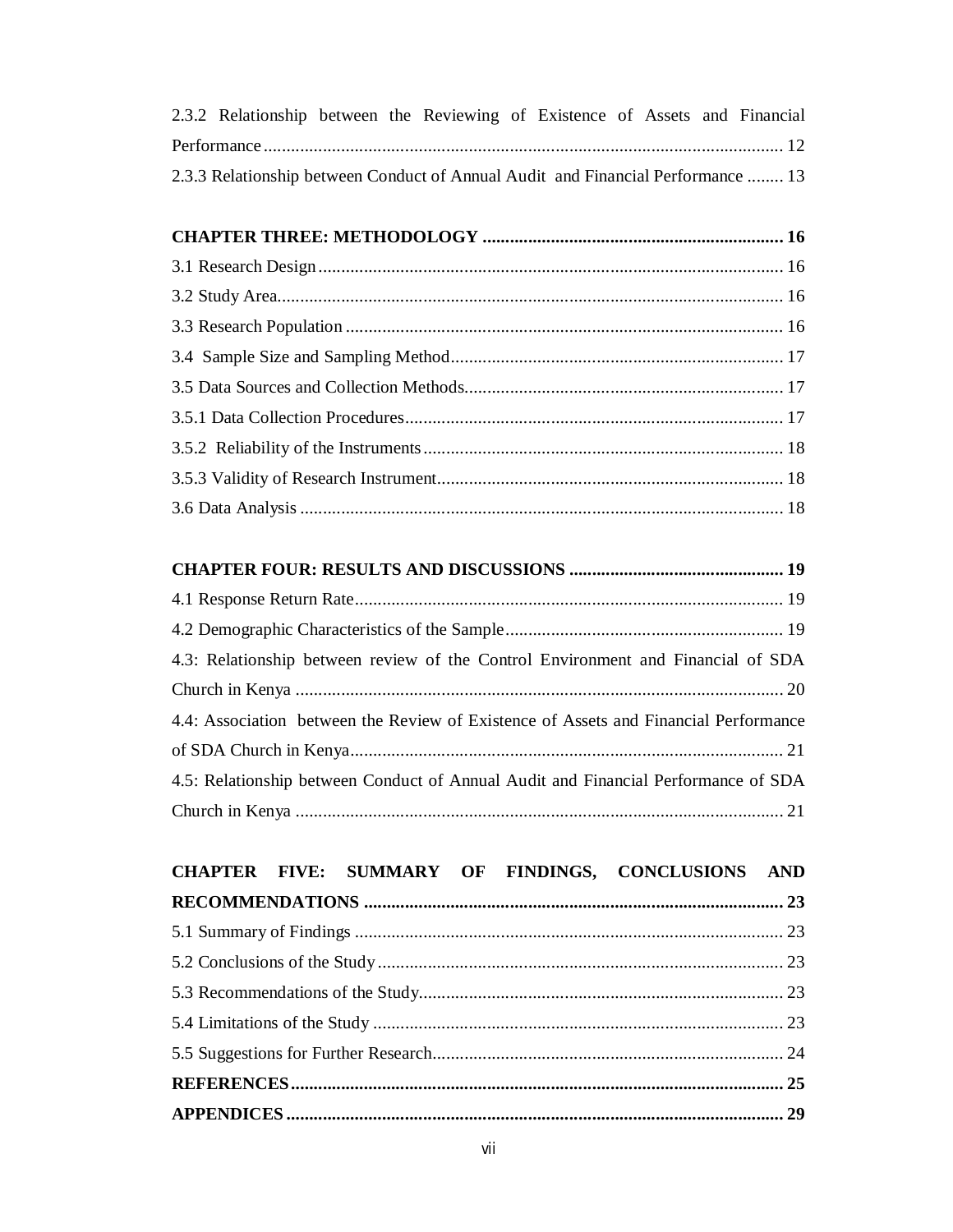2.3.2 Relationship between the Reviewing of Existence of Assets and Financial Performance .......................................................................................................... 12

2.3.3 Relationship between Conduct of Annual Audit and Financial Performance ........ 13

**CHAPTER THREE: METHODOLOGY .................................................................. 16**

3.1 Research Design ...................................................................................................... 16

3.2 Study Area.............................................................................................................. 16

3.3 Research Population ................................................................................................ 16

3.4 Sample Size and Sampling Method......................................................................... 17

3.5 Data Sources and Collection Methods...................................................................... 17

3.5.1 Data Collection Procedures.................................................................................. 17

3.5.2 Reliability of the Instruments ............................................................................... 18

3.5.3 Validity of Research Instrument............................................................................ 18

3.6 Data Analysis .......................................................................................................... 18

**CHAPTER FOUR: RESULTS AND DISCUSSIONS ............................................... 19**

4.1 Response Return Rate.............................................................................................. 19

4.2 Demographic Characteristics of the Sample............................................................. 19

4.3: Relationship between review of the Control Environment and Financial of SDA Church in Kenya ........................................................................................................... 20

4.4: Association between the Review of Existence of Assets and Financial Performance of SDA Church in Kenya............................................................................................... 21

4.5: Relationship between Conduct of Annual Audit and Financial Performance of SDA Church in Kenya ........................................................................................................... 21

**CHAPTER FIVE: SUMMARY OF FINDINGS, CONCLUSIONS AND RECOMMENDATIONS ............................................................................................ 23**

5.1 Summary of Findings ............................................................................................. 23

5.2 Conclusions of the Study......................................................................................... 23

5.3 Recommendations of the Study................................................................................ 23

5.4 Limitations of the Study .......................................................................................... 23

5.5 Suggestions for Further Research............................................................................. 24

**REFERENCES............................................................................................................ 25**

**APPENDICES ............................................................................................................ 29**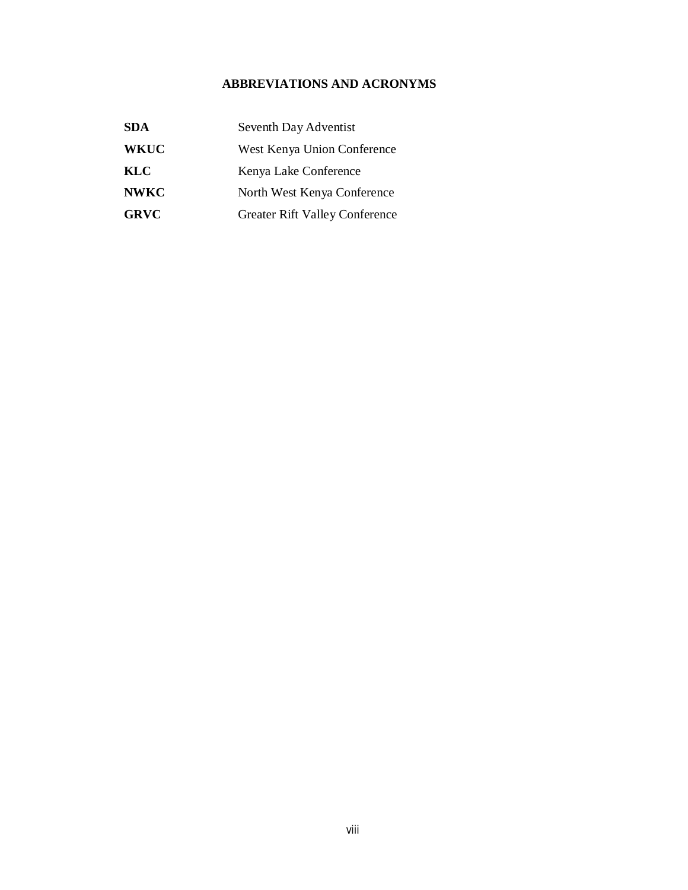## ABBREVIATIONS AND ACRONYMS

| | |
|---|---|
| **SDA** | Seventh Day Adventist |
| **WKUC** | West Kenya Union Conference |
| **KLC** | Kenya Lake Conference |
| **NWKC** | North West Kenya Conference |
| **GRVC** | Greater Rift Valley Conference |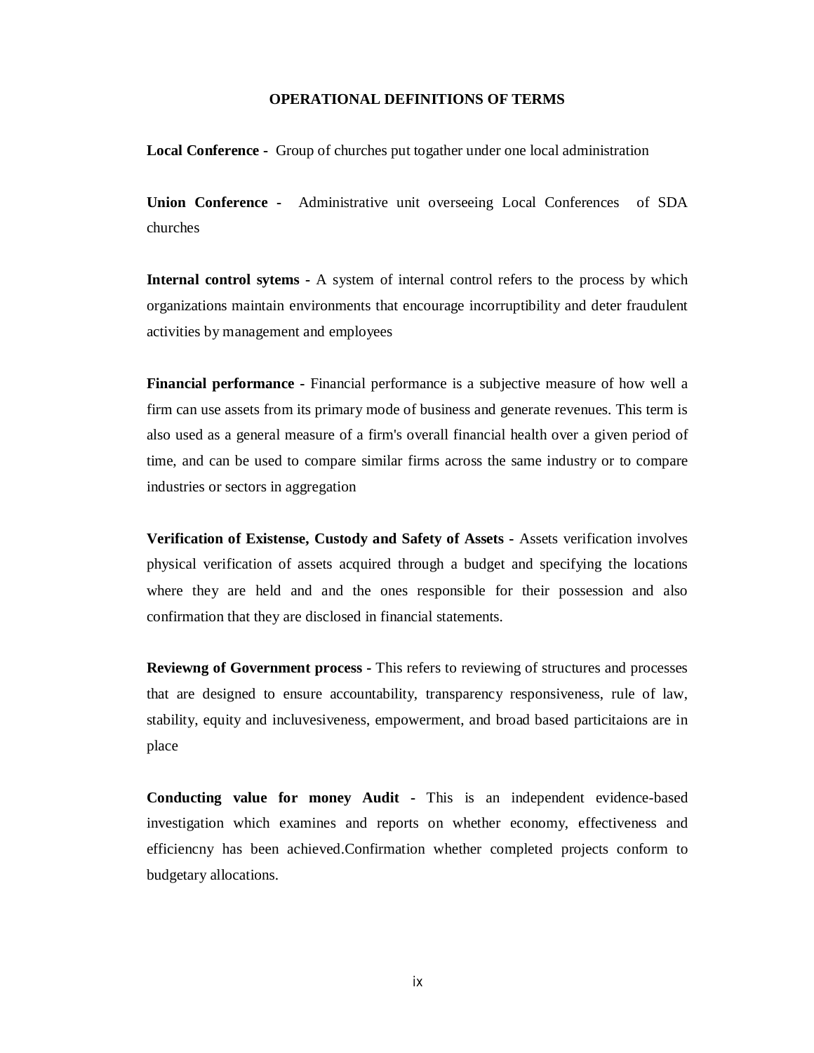## OPERATIONAL DEFINITIONS OF TERMS

**Local Conference -** Group of churches put togather under one local administration

**Union Conference -** Administrative unit overseeing Local Conferences of SDA churches

**Internal control sytems -** A system of internal control refers to the process by which organizations maintain environments that encourage incorruptibility and deter fraudulent activities by management and employees

**Financial performance -** Financial performance is a subjective measure of how well a firm can use assets from its primary mode of business and generate revenues. This term is also used as a general measure of a firm's overall financial health over a given period of time, and can be used to compare similar firms across the same industry or to compare industries or sectors in aggregation

**Verification of Existense, Custody and Safety of Assets -** Assets verification involves physical verification of assets acquired through a budget and specifying the locations where they are held and and the ones responsible for their possession and also confirmation that they are disclosed in financial statements.

**Reviewng of Government process -** This refers to reviewing of structures and processes that are designed to ensure accountability, transparency responsiveness, rule of law, stability, equity and incluvesiveness, empowerment, and broad based particitaions are in place

**Conducting value for money Audit -** This is an independent evidence-based investigation which examines and reports on whether economy, effectiveness and efficiencny has been achieved.Confirmation whether completed projects conform to budgetary allocations.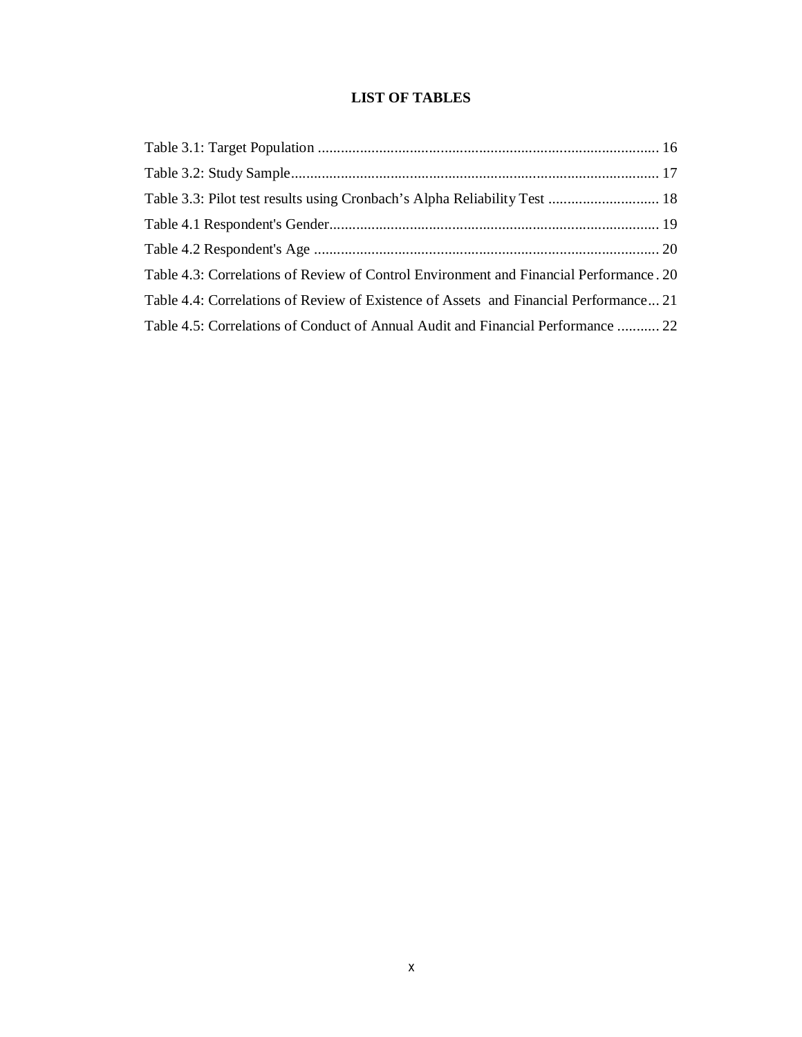# LIST OF TABLES

Table 3.1: Target Population ........................................................................................ 16

Table 3.2: Study Sample................................................................................................ 17

Table 3.3: Pilot test results using Cronbach's Alpha Reliability Test ............................. 18

Table 4.1 Respondent's Gender...................................................................................... 19

Table 4.2 Respondent's Age .......................................................................................... 20

Table 4.3: Correlations of Review of Control Environment and Financial Performance . 20

Table 4.4: Correlations of Review of Existence of Assets and Financial Performance... 21

Table 4.5: Correlations of Conduct of Annual Audit and Financial Performance ........... 22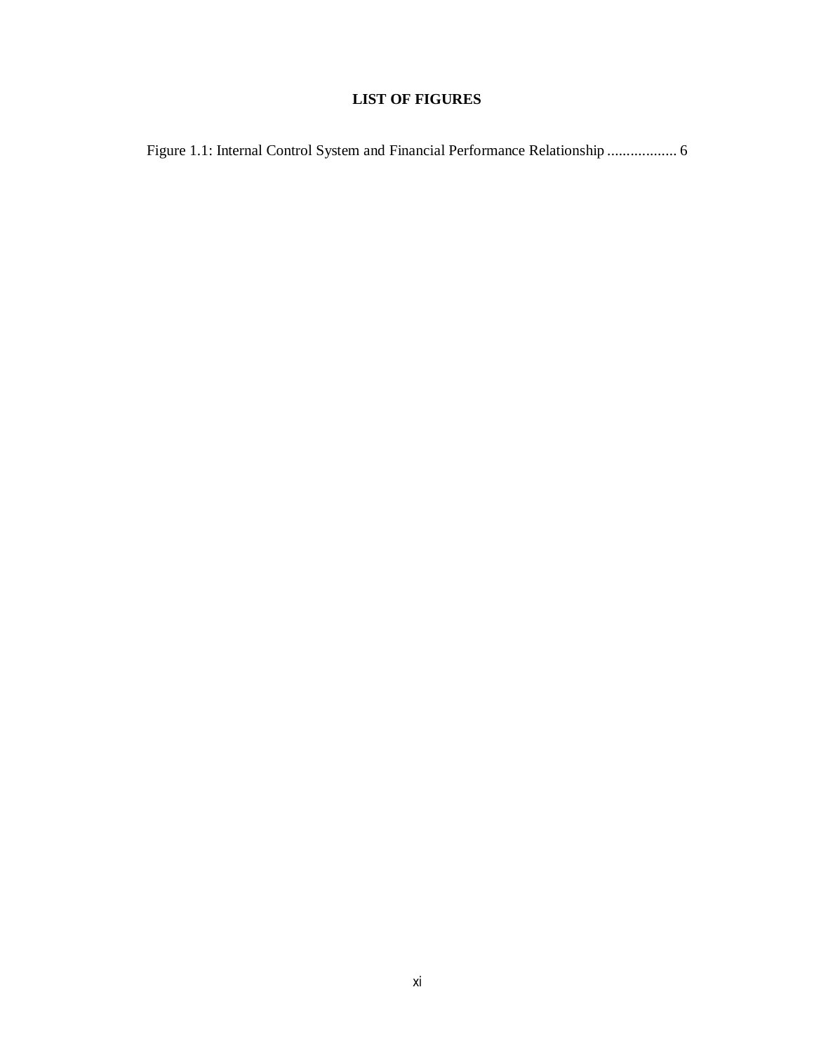## LIST OF FIGURES

Figure 1.1: Internal Control System and Financial Performance Relationship .................. 6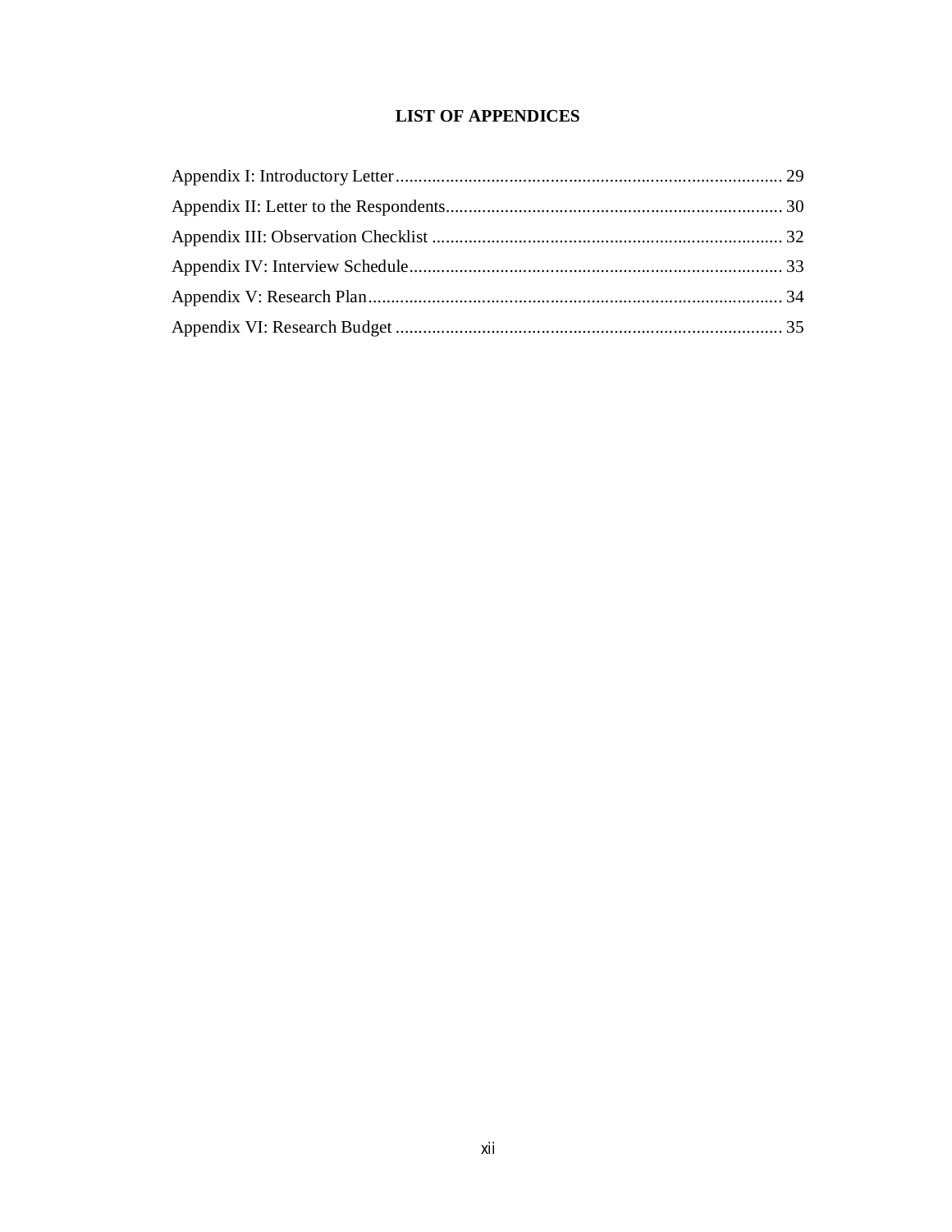## LIST OF APPENDICES

Appendix I: Introductory Letter ..................................................................................... 29
Appendix II: Letter to the Respondents.......................................................................... 30
Appendix III: Observation Checklist ............................................................................. 32
Appendix IV: Interview Schedule.................................................................................. 33
Appendix V: Research Plan........................................................................................... 34
Appendix VI: Research Budget ..................................................................................... 35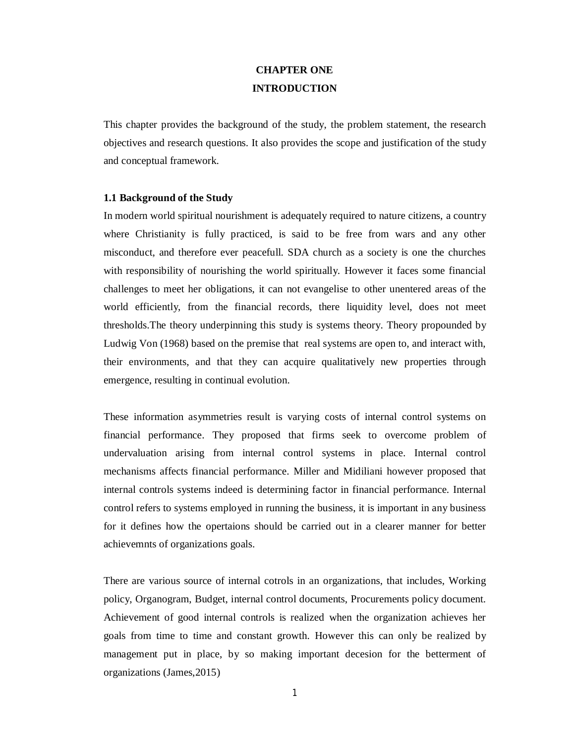# CHAPTER ONE
# INTRODUCTION

This chapter provides the background of the study, the problem statement, the research objectives and research questions. It also provides the scope and justification of the study and conceptual framework.

## 1.1 Background of the Study

In modern world spiritual nourishment is adequately required to nature citizens, a country where Christianity is fully practiced, is said to be free from wars and any other misconduct, and therefore ever peacefull. SDA church as a society is one the churches with responsibility of nourishing the world spiritually. However it faces some financial challenges to meet her obligations, it can not evangelise to other unentered areas of the world efficiently, from the financial records, there liquidity level, does not meet thresholds.The theory underpinning this study is systems theory. Theory propounded by Ludwig Von (1968) based on the premise that real systems are open to, and interact with, their environments, and that they can acquire qualitatively new properties through emergence, resulting in continual evolution.

These information asymmetries result is varying costs of internal control systems on financial performance. They proposed that firms seek to overcome problem of undervaluation arising from internal control systems in place. Internal control mechanisms affects financial performance. Miller and Midiliani however proposed that internal controls systems indeed is determining factor in financial performance. Internal control refers to systems employed in running the business, it is important in any business for it defines how the opertaions should be carried out in a clearer manner for better achievemnts of organizations goals.

There are various source of internal cotrols in an organizations, that includes, Working policy, Organogram, Budget, internal control documents, Procurements policy document. Achievement of good internal controls is realized when the organization achieves her goals from time to time and constant growth. However this can only be realized by management put in place, by so making important decesion for the betterment of organizations (James,2015)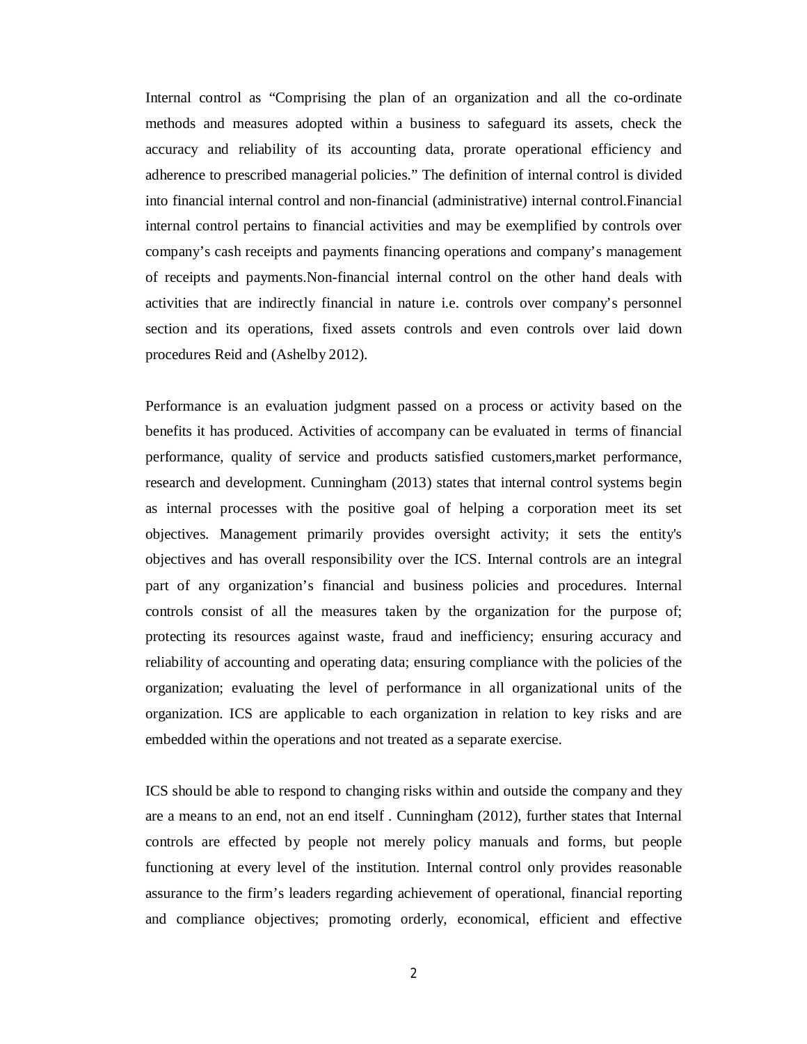Internal control as "Comprising the plan of an organization and all the co-ordinate methods and measures adopted within a business to safeguard its assets, check the accuracy and reliability of its accounting data, prorate operational efficiency and adherence to prescribed managerial policies." The definition of internal control is divided into financial internal control and non-financial (administrative) internal control.Financial internal control pertains to financial activities and may be exemplified by controls over company's cash receipts and payments financing operations and company's management of receipts and payments.Non-financial internal control on the other hand deals with activities that are indirectly financial in nature i.e. controls over company's personnel section and its operations, fixed assets controls and even controls over laid down procedures Reid and (Ashelby 2012).

Performance is an evaluation judgment passed on a process or activity based on the benefits it has produced. Activities of accompany can be evaluated in terms of financial performance, quality of service and products satisfied customers,market performance, research and development. Cunningham (2013) states that internal control systems begin as internal processes with the positive goal of helping a corporation meet its set objectives. Management primarily provides oversight activity; it sets the entity's objectives and has overall responsibility over the ICS. Internal controls are an integral part of any organization's financial and business policies and procedures. Internal controls consist of all the measures taken by the organization for the purpose of; protecting its resources against waste, fraud and inefficiency; ensuring accuracy and reliability of accounting and operating data; ensuring compliance with the policies of the organization; evaluating the level of performance in all organizational units of the organization. ICS are applicable to each organization in relation to key risks and are embedded within the operations and not treated as a separate exercise.

ICS should be able to respond to changing risks within and outside the company and they are a means to an end, not an end itself . Cunningham (2012), further states that Internal controls are effected by people not merely policy manuals and forms, but people functioning at every level of the institution. Internal control only provides reasonable assurance to the firm's leaders regarding achievement of operational, financial reporting and compliance objectives; promoting orderly, economical, efficient and effective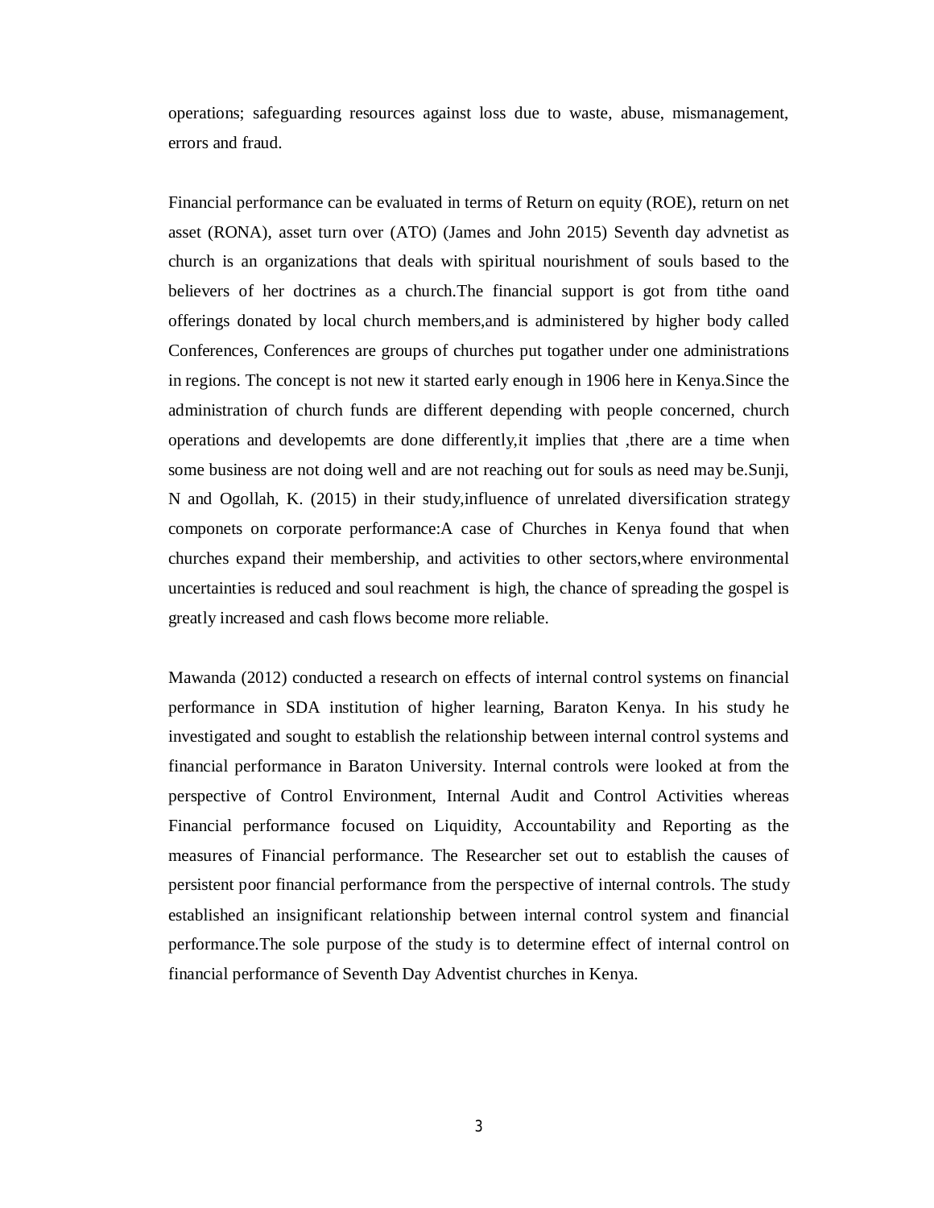operations; safeguarding resources against loss due to waste, abuse, mismanagement, errors and fraud.

Financial performance can be evaluated in terms of Return on equity (ROE), return on net asset (RONA), asset turn over (ATO) (James and John 2015) Seventh day advnetist as church is an organizations that deals with spiritual nourishment of souls based to the believers of her doctrines as a church.The financial support is got from tithe oand offerings donated by local church members,and is administered by higher body called Conferences, Conferences are groups of churches put togather under one administrations in regions. The concept is not new it started early enough in 1906 here in Kenya.Since the administration of church funds are different depending with people concerned, church operations and developemts are done differently,it implies that ,there are a time when some business are not doing well and are not reaching out for souls as need may be.Sunji, N and Ogollah, K. (2015) in their study,influence of unrelated diversification strategy componets on corporate performance:A case of Churches in Kenya found that when churches expand their membership, and activities to other sectors,where environmental uncertainties is reduced and soul reachment is high, the chance of spreading the gospel is greatly increased and cash flows become more reliable.

Mawanda (2012) conducted a research on effects of internal control systems on financial performance in SDA institution of higher learning, Baraton Kenya. In his study he investigated and sought to establish the relationship between internal control systems and financial performance in Baraton University. Internal controls were looked at from the perspective of Control Environment, Internal Audit and Control Activities whereas Financial performance focused on Liquidity, Accountability and Reporting as the measures of Financial performance. The Researcher set out to establish the causes of persistent poor financial performance from the perspective of internal controls. The study established an insignificant relationship between internal control system and financial performance.The sole purpose of the study is to determine effect of internal control on financial performance of Seventh Day Adventist churches in Kenya.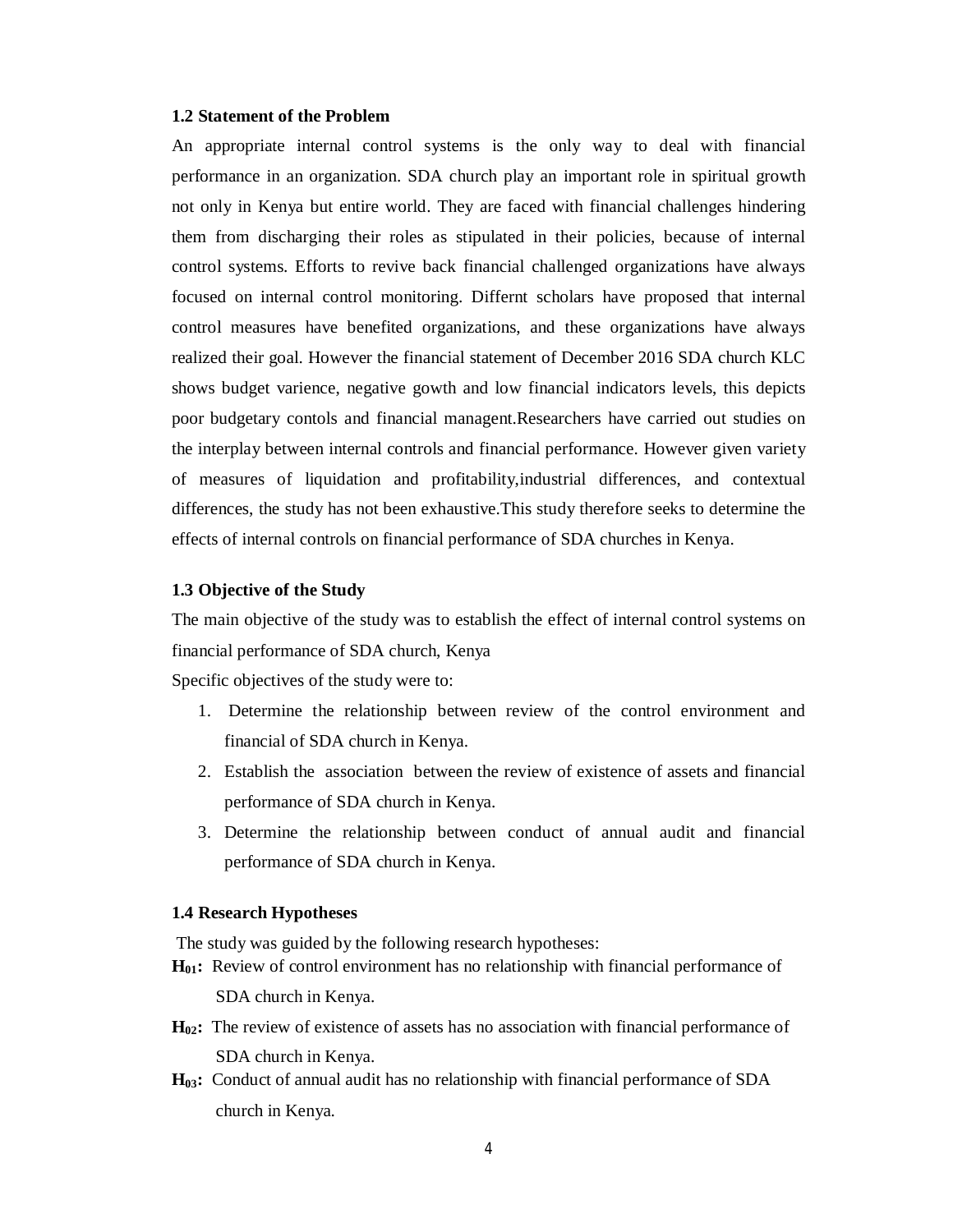### 1.2 Statement of the Problem

An appropriate internal control systems is the only way to deal with financial performance in an organization. SDA church play an important role in spiritual growth not only in Kenya but entire world. They are faced with financial challenges hindering them from discharging their roles as stipulated in their policies, because of internal control systems. Efforts to revive back financial challenged organizations have always focused on internal control monitoring. Differnt scholars have proposed that internal control measures have benefited organizations, and these organizations have always realized their goal. However the financial statement of December 2016 SDA church KLC shows budget varience, negative gowth and low financial indicators levels, this depicts poor budgetary contols and financial managent.Researchers have carried out studies on the interplay between internal controls and financial performance. However given variety of measures of liquidation and profitability,industrial differences, and contextual differences, the study has not been exhaustive.This study therefore seeks to determine the effects of internal controls on financial performance of SDA churches in Kenya.

### 1.3 Objective of the Study

The main objective of the study was to establish the effect of internal control systems on financial performance of SDA church, Kenya

Specific objectives of the study were to:

1. Determine the relationship between review of the control environment and financial of SDA church in Kenya.
2. Establish the association between the review of existence of assets and financial performance of SDA church in Kenya.
3. Determine the relationship between conduct of annual audit and financial performance of SDA church in Kenya.

### 1.4 Research Hypotheses

The study was guided by the following research hypotheses:

**$H_{01}$:** Review of control environment has no relationship with financial performance of SDA church in Kenya.

**$H_{02}$:** The review of existence of assets has no association with financial performance of SDA church in Kenya.

**$H_{03}$:** Conduct of annual audit has no relationship with financial performance of SDA church in Kenya.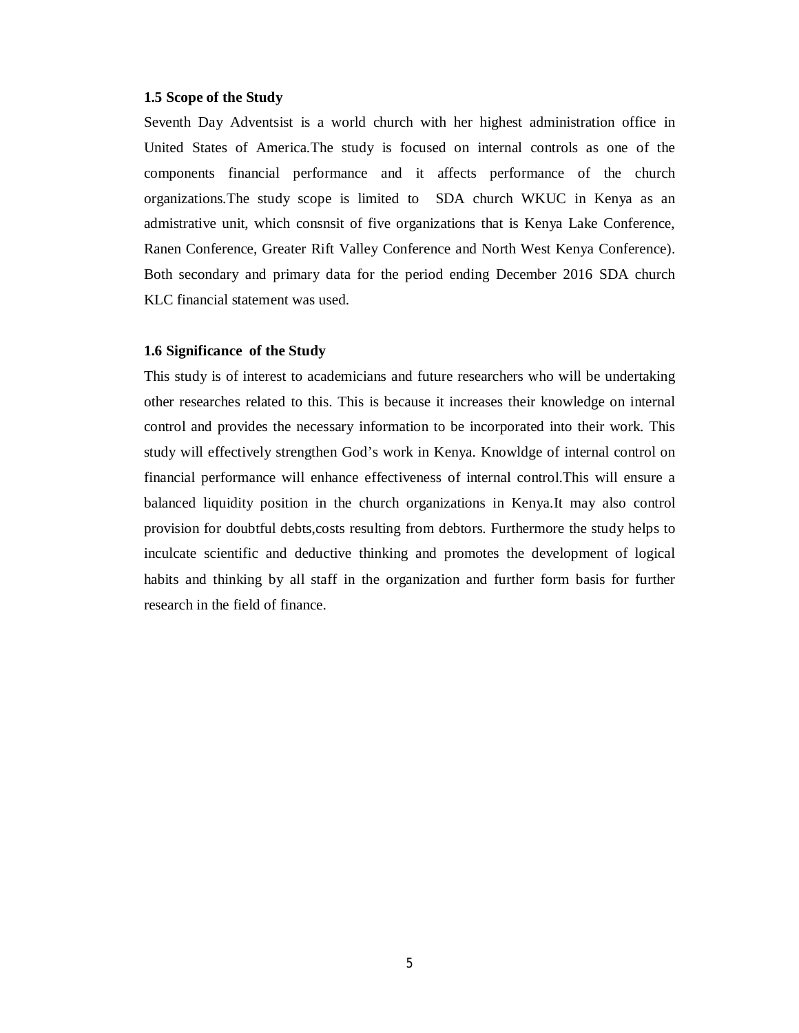**1.5 Scope of the Study**

Seventh Day Adventsist is a world church with her highest administration office in United States of America.The study is focused on internal controls as one of the components financial performance and it affects performance of the church organizations.The study scope is limited to SDA church WKUC in Kenya as an admistrative unit, which consnsit of five organizations that is Kenya Lake Conference, Ranen Conference, Greater Rift Valley Conference and North West Kenya Conference). Both secondary and primary data for the period ending December 2016 SDA church KLC financial statement was used.

**1.6 Significance of the Study**

This study is of interest to academicians and future researchers who will be undertaking other researches related to this. This is because it increases their knowledge on internal control and provides the necessary information to be incorporated into their work. This study will effectively strengthen God's work in Kenya. Knowldge of internal control on financial performance will enhance effectiveness of internal control.This will ensure a balanced liquidity position in the church organizations in Kenya.It may also control provision for doubtful debts,costs resulting from debtors. Furthermore the study helps to inculcate scientific and deductive thinking and promotes the development of logical habits and thinking by all staff in the organization and further form basis for further research in the field of finance.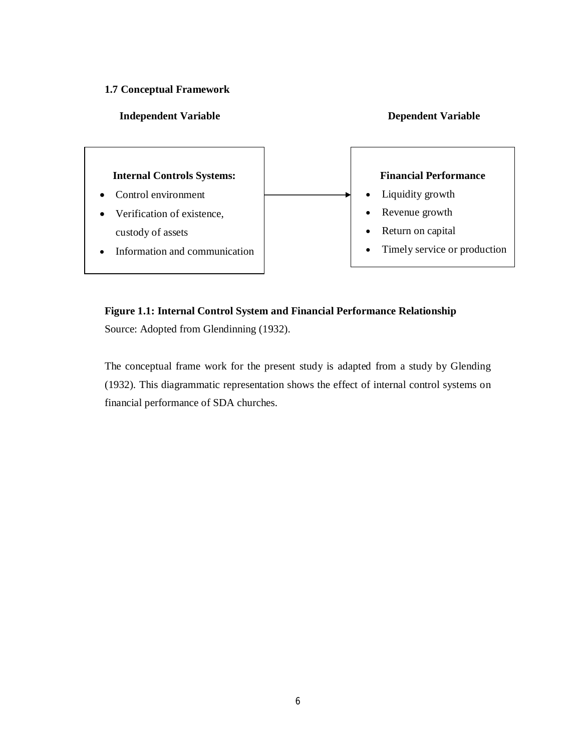### 1.7 Conceptual Framework

**Independent Variable**

**Internal Controls Systems:**

- Control environment
- Verification of existence, custody of assets
- Information and communication

→

**Dependent Variable**

**Financial Performance**

- Liquidity growth
- Revenue growth
- Return on capital
- Timely service or production

**Figure 1.1: Internal Control System and Financial Performance Relationship**

Source: Adopted from Glendinning (1932).

The conceptual frame work for the present study is adapted from a study by Glending (1932). This diagrammatic representation shows the effect of internal control systems on financial performance of SDA churches.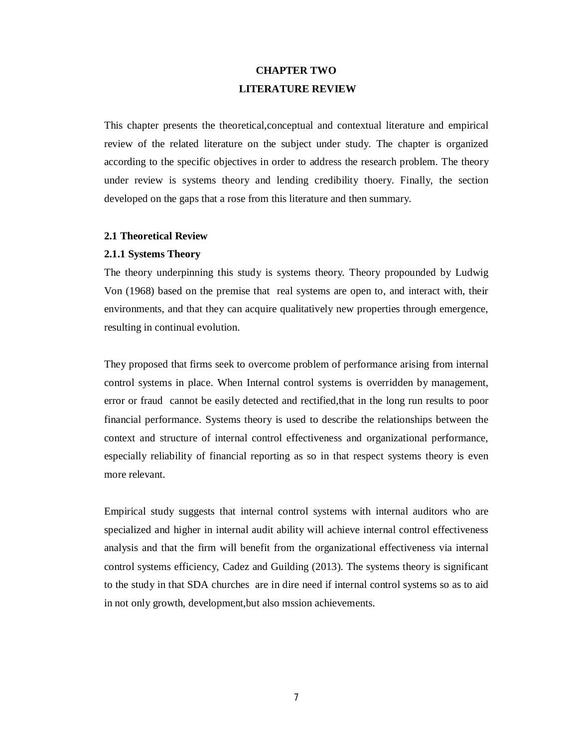# CHAPTER TWO

# LITERATURE REVIEW

This chapter presents the theoretical,conceptual and contextual literature and empirical review of the related literature on the subject under study. The chapter is organized according to the specific objectives in order to address the research problem. The theory under review is systems theory and lending credibility thoery. Finally, the section developed on the gaps that a rose from this literature and then summary.

## 2.1 Theoretical Review

### 2.1.1 Systems Theory

The theory underpinning this study is systems theory. Theory propounded by Ludwig Von (1968) based on the premise that real systems are open to, and interact with, their environments, and that they can acquire qualitatively new properties through emergence, resulting in continual evolution.

They proposed that firms seek to overcome problem of performance arising from internal control systems in place. When Internal control systems is overridden by management, error or fraud cannot be easily detected and rectified,that in the long run results to poor financial performance. Systems theory is used to describe the relationships between the context and structure of internal control effectiveness and organizational performance, especially reliability of financial reporting as so in that respect systems theory is even more relevant.

Empirical study suggests that internal control systems with internal auditors who are specialized and higher in internal audit ability will achieve internal control effectiveness analysis and that the firm will benefit from the organizational effectiveness via internal control systems efficiency, Cadez and Guilding (2013). The systems theory is significant to the study in that SDA churches are in dire need if internal control systems so as to aid in not only growth, development,but also mssion achievements.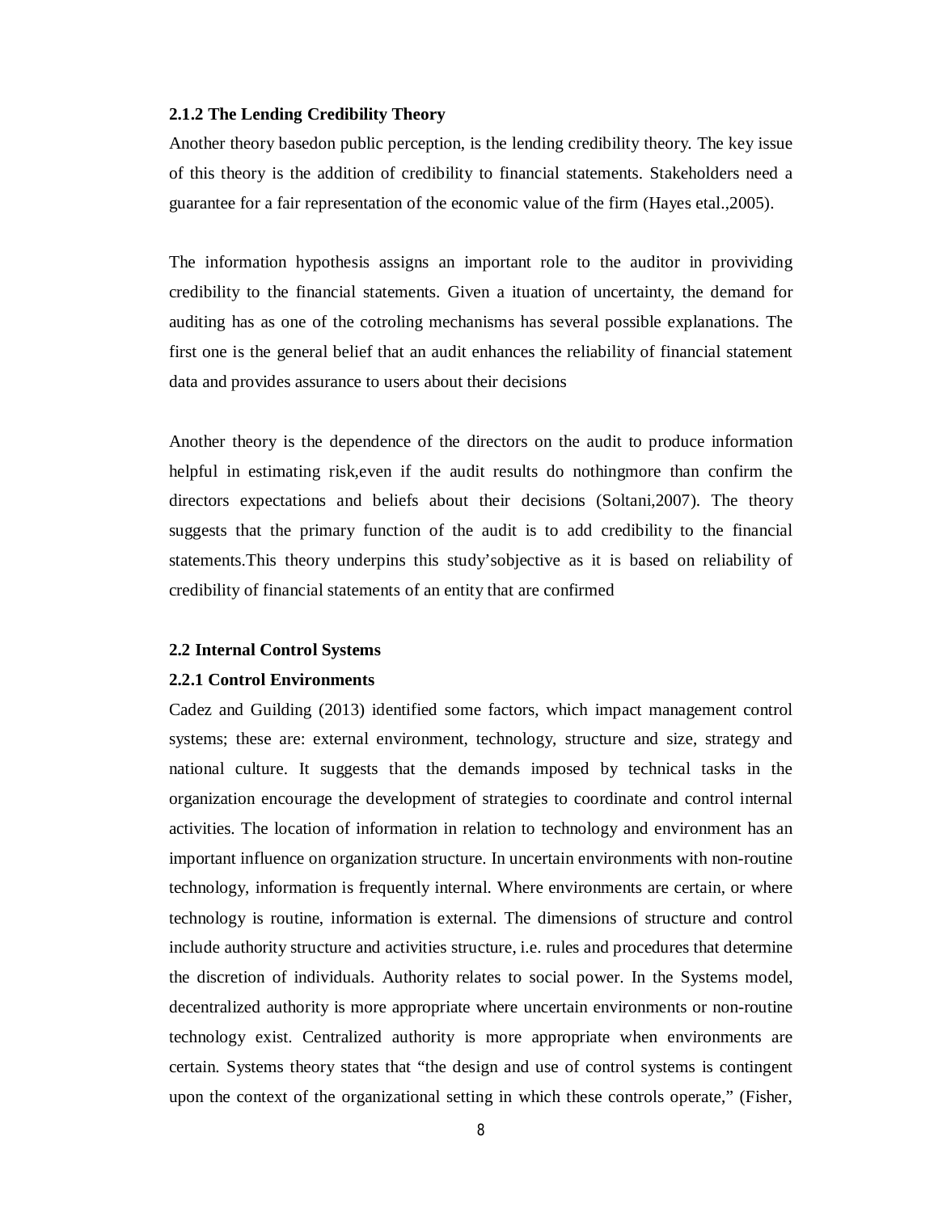### 2.1.2 The Lending Credibility Theory

Another theory basedon public perception, is the lending credibility theory. The key issue of this theory is the addition of credibility to financial statements. Stakeholders need a guarantee for a fair representation of the economic value of the firm (Hayes etal.,2005).

The information hypothesis assigns an important role to the auditor in provividing credibility to the financial statements. Given a ituation of uncertainty, the demand for auditing has as one of the cotroling mechanisms has several possible explanations. The first one is the general belief that an audit enhances the reliability of financial statement data and provides assurance to users about their decisions

Another theory is the dependence of the directors on the audit to produce information helpful in estimating risk,even if the audit results do nothingmore than confirm the directors expectations and beliefs about their decisions (Soltani,2007). The theory suggests that the primary function of the audit is to add credibility to the financial statements.This theory underpins this study'sobjective as it is based on reliability of credibility of financial statements of an entity that are confirmed

## 2.2 Internal Control Systems

### 2.2.1 Control Environments

Cadez and Guilding (2013) identified some factors, which impact management control systems; these are: external environment, technology, structure and size, strategy and national culture. It suggests that the demands imposed by technical tasks in the organization encourage the development of strategies to coordinate and control internal activities. The location of information in relation to technology and environment has an important influence on organization structure. In uncertain environments with non-routine technology, information is frequently internal. Where environments are certain, or where technology is routine, information is external. The dimensions of structure and control include authority structure and activities structure, i.e. rules and procedures that determine the discretion of individuals. Authority relates to social power. In the Systems model, decentralized authority is more appropriate where uncertain environments or non-routine technology exist. Centralized authority is more appropriate when environments are certain. Systems theory states that "the design and use of control systems is contingent upon the context of the organizational setting in which these controls operate," (Fisher,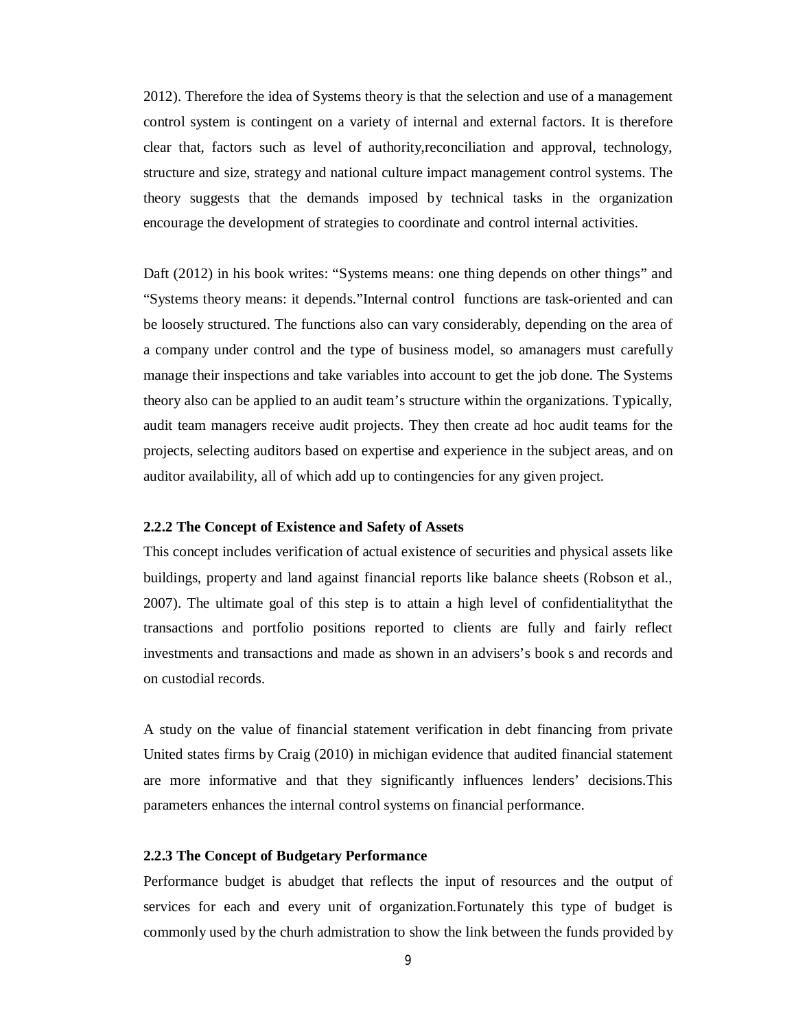2012). Therefore the idea of Systems theory is that the selection and use of a management control system is contingent on a variety of internal and external factors. It is therefore clear that, factors such as level of authority,reconciliation and approval, technology, structure and size, strategy and national culture impact management control systems. The theory suggests that the demands imposed by technical tasks in the organization encourage the development of strategies to coordinate and control internal activities.

Daft (2012) in his book writes: "Systems means: one thing depends on other things" and "Systems theory means: it depends."Internal control functions are task-oriented and can be loosely structured. The functions also can vary considerably, depending on the area of a company under control and the type of business model, so amanagers must carefully manage their inspections and take variables into account to get the job done. The Systems theory also can be applied to an audit team's structure within the organizations. Typically, audit team managers receive audit projects. They then create ad hoc audit teams for the projects, selecting auditors based on expertise and experience in the subject areas, and on auditor availability, all of which add up to contingencies for any given project.

### 2.2.2 The Concept of Existence and Safety of Assets

This concept includes verification of actual existence of securities and physical assets like buildings, property and land against financial reports like balance sheets (Robson et al., 2007). The ultimate goal of this step is to attain a high level of confidentialitythat the transactions and portfolio positions reported to clients are fully and fairly reflect investments and transactions and made as shown in an advisers's book s and records and on custodial records.

A study on the value of financial statement verification in debt financing from private United states firms by Craig (2010) in michigan evidence that audited financial statement are more informative and that they significantly influences lenders' decisions.This parameters enhances the internal control systems on financial performance.

### 2.2.3 The Concept of Budgetary Performance

Performance budget is abudget that reflects the input of resources and the output of services for each and every unit of organization.Fortunately this type of budget is commonly used by the churh admistration to show the link between the funds provided by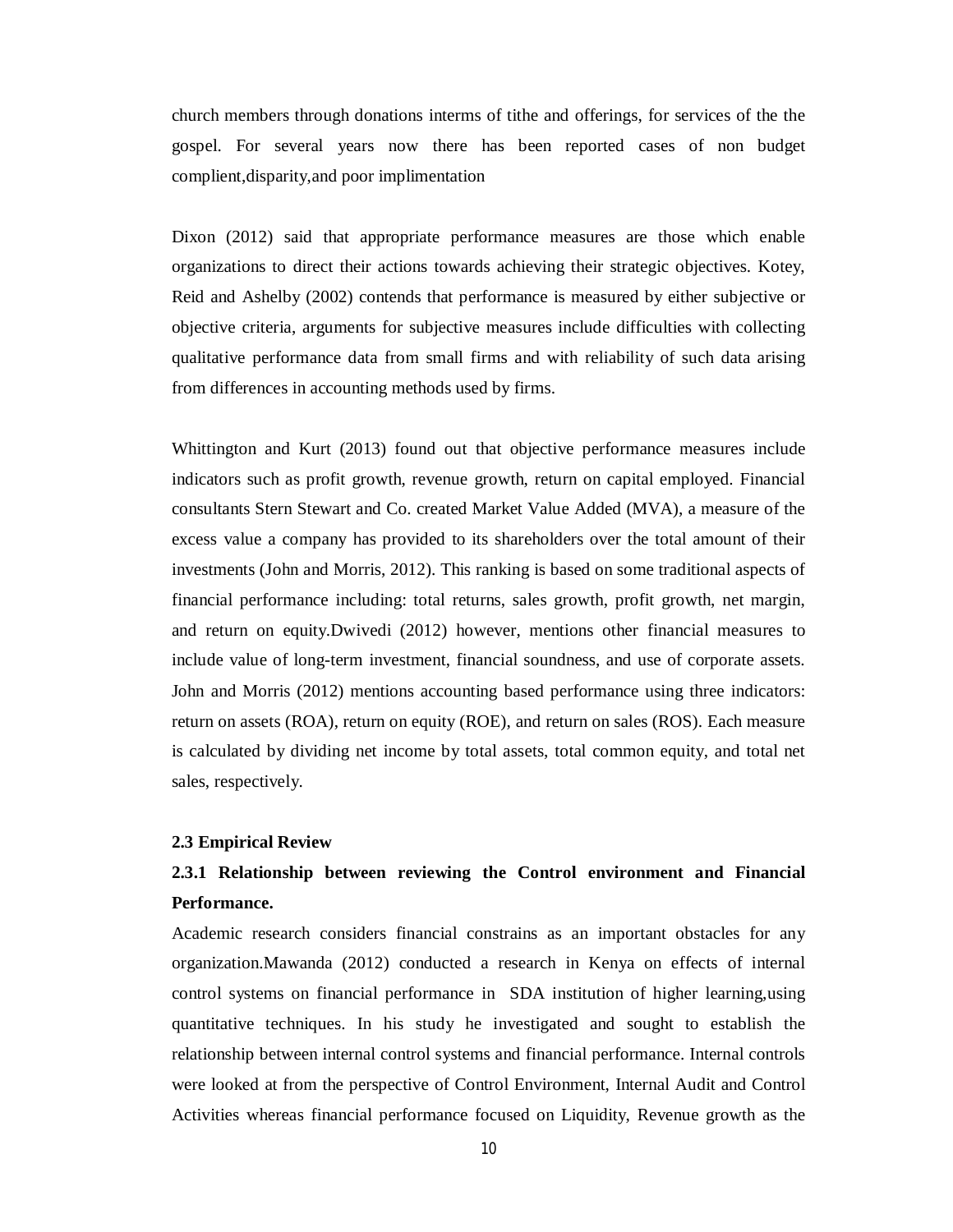church members through donations interms of tithe and offerings, for services of the the gospel. For several years now there has been reported cases of non budget complient,disparity,and poor implimentation

Dixon (2012) said that appropriate performance measures are those which enable organizations to direct their actions towards achieving their strategic objectives. Kotey, Reid and Ashelby (2002) contends that performance is measured by either subjective or objective criteria, arguments for subjective measures include difficulties with collecting qualitative performance data from small firms and with reliability of such data arising from differences in accounting methods used by firms.

Whittington and Kurt (2013) found out that objective performance measures include indicators such as profit growth, revenue growth, return on capital employed. Financial consultants Stern Stewart and Co. created Market Value Added (MVA), a measure of the excess value a company has provided to its shareholders over the total amount of their investments (John and Morris, 2012). This ranking is based on some traditional aspects of financial performance including: total returns, sales growth, profit growth, net margin, and return on equity.Dwivedi (2012) however, mentions other financial measures to include value of long-term investment, financial soundness, and use of corporate assets. John and Morris (2012) mentions accounting based performance using three indicators: return on assets (ROA), return on equity (ROE), and return on sales (ROS). Each measure is calculated by dividing net income by total assets, total common equity, and total net sales, respectively.

## 2.3 Empirical Review

### 2.3.1 Relationship between reviewing the Control environment and Financial Performance.

Academic research considers financial constrains as an important obstacles for any organization.Mawanda (2012) conducted a research in Kenya on effects of internal control systems on financial performance in SDA institution of higher learning,using quantitative techniques. In his study he investigated and sought to establish the relationship between internal control systems and financial performance. Internal controls were looked at from the perspective of Control Environment, Internal Audit and Control Activities whereas financial performance focused on Liquidity, Revenue growth as the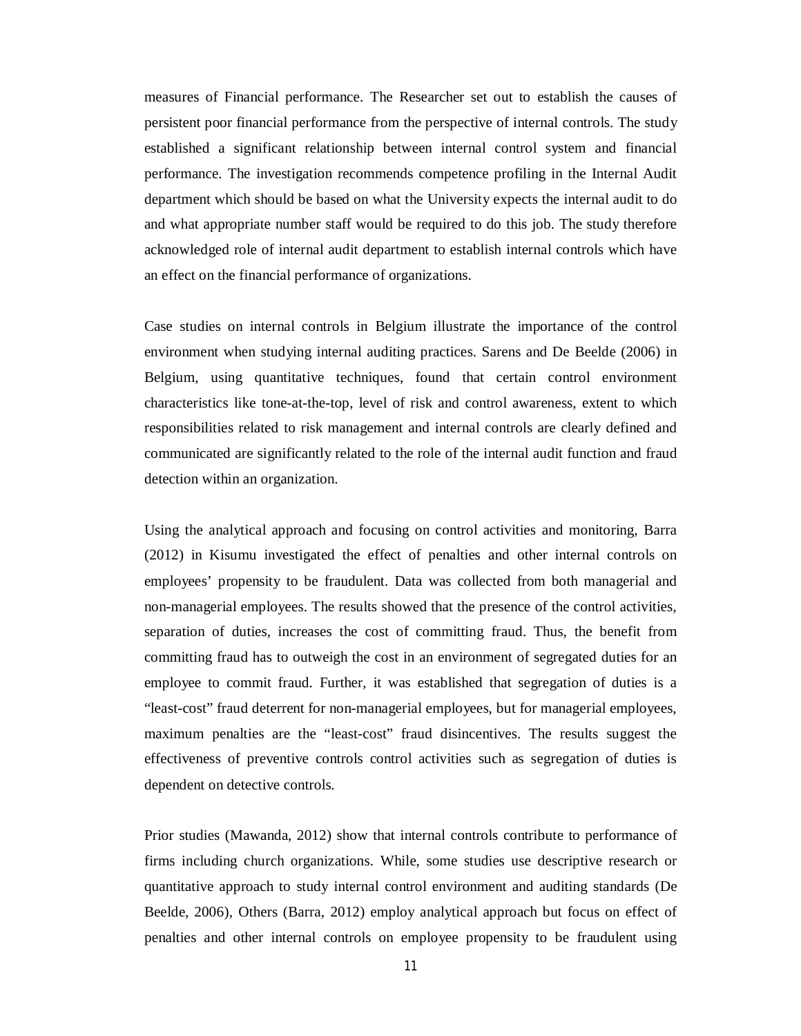measures of Financial performance. The Researcher set out to establish the causes of persistent poor financial performance from the perspective of internal controls. The study established a significant relationship between internal control system and financial performance. The investigation recommends competence profiling in the Internal Audit department which should be based on what the University expects the internal audit to do and what appropriate number staff would be required to do this job. The study therefore acknowledged role of internal audit department to establish internal controls which have an effect on the financial performance of organizations.

Case studies on internal controls in Belgium illustrate the importance of the control environment when studying internal auditing practices. Sarens and De Beelde (2006) in Belgium, using quantitative techniques, found that certain control environment characteristics like tone-at-the-top, level of risk and control awareness, extent to which responsibilities related to risk management and internal controls are clearly defined and communicated are significantly related to the role of the internal audit function and fraud detection within an organization.

Using the analytical approach and focusing on control activities and monitoring, Barra (2012) in Kisumu investigated the effect of penalties and other internal controls on employees' propensity to be fraudulent. Data was collected from both managerial and non-managerial employees. The results showed that the presence of the control activities, separation of duties, increases the cost of committing fraud. Thus, the benefit from committing fraud has to outweigh the cost in an environment of segregated duties for an employee to commit fraud. Further, it was established that segregation of duties is a "least-cost" fraud deterrent for non-managerial employees, but for managerial employees, maximum penalties are the "least-cost" fraud disincentives. The results suggest the effectiveness of preventive controls control activities such as segregation of duties is dependent on detective controls.

Prior studies (Mawanda, 2012) show that internal controls contribute to performance of firms including church organizations. While, some studies use descriptive research or quantitative approach to study internal control environment and auditing standards (De Beelde, 2006), Others (Barra, 2012) employ analytical approach but focus on effect of penalties and other internal controls on employee propensity to be fraudulent using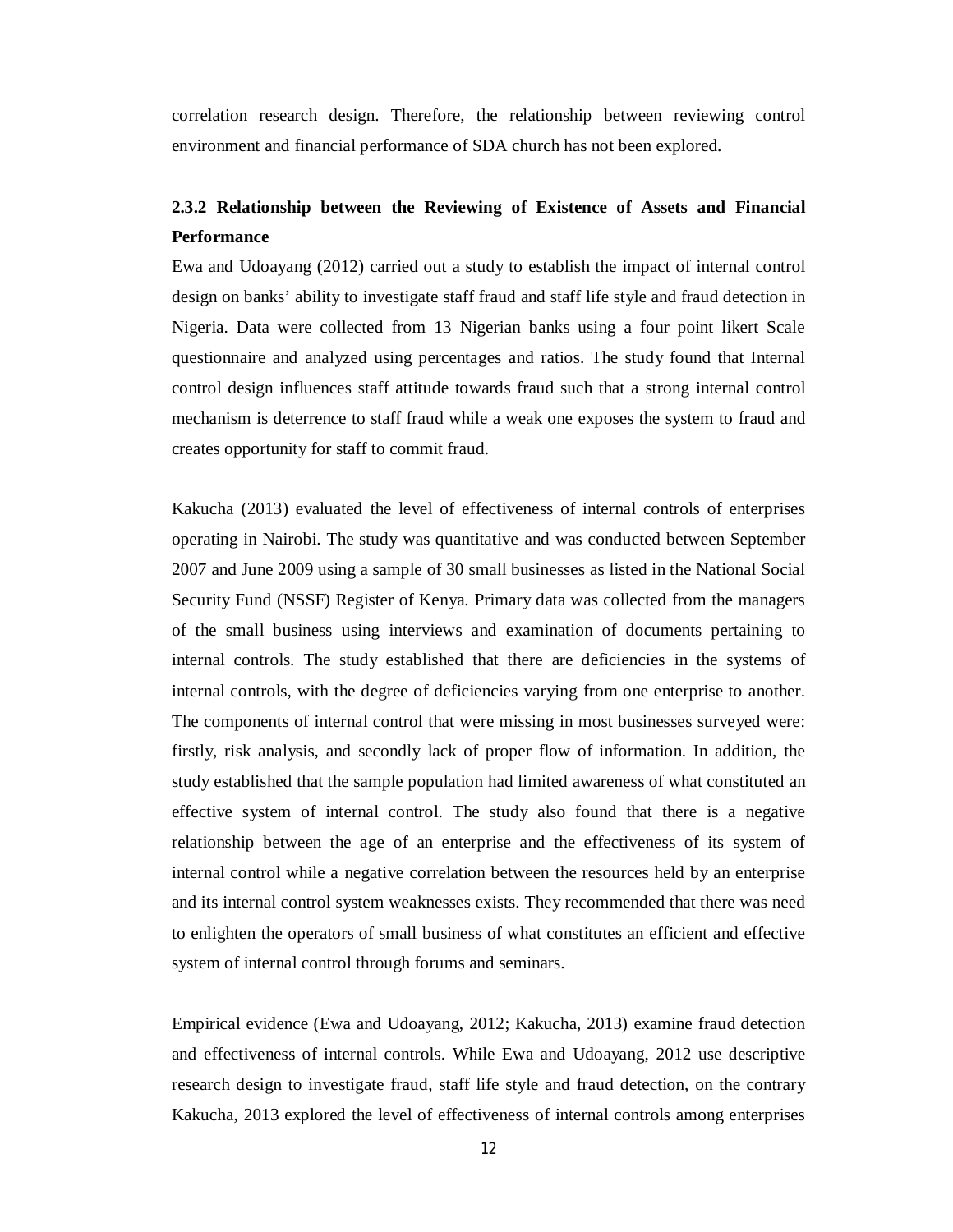correlation research design. Therefore, the relationship between reviewing control environment and financial performance of SDA church has not been explored.

### 2.3.2 Relationship between the Reviewing of Existence of Assets and Financial Performance

Ewa and Udoayang (2012) carried out a study to establish the impact of internal control design on banks' ability to investigate staff fraud and staff life style and fraud detection in Nigeria. Data were collected from 13 Nigerian banks using a four point likert Scale questionnaire and analyzed using percentages and ratios. The study found that Internal control design influences staff attitude towards fraud such that a strong internal control mechanism is deterrence to staff fraud while a weak one exposes the system to fraud and creates opportunity for staff to commit fraud.

Kakucha (2013) evaluated the level of effectiveness of internal controls of enterprises operating in Nairobi. The study was quantitative and was conducted between September 2007 and June 2009 using a sample of 30 small businesses as listed in the National Social Security Fund (NSSF) Register of Kenya. Primary data was collected from the managers of the small business using interviews and examination of documents pertaining to internal controls. The study established that there are deficiencies in the systems of internal controls, with the degree of deficiencies varying from one enterprise to another. The components of internal control that were missing in most businesses surveyed were: firstly, risk analysis, and secondly lack of proper flow of information. In addition, the study established that the sample population had limited awareness of what constituted an effective system of internal control. The study also found that there is a negative relationship between the age of an enterprise and the effectiveness of its system of internal control while a negative correlation between the resources held by an enterprise and its internal control system weaknesses exists. They recommended that there was need to enlighten the operators of small business of what constitutes an efficient and effective system of internal control through forums and seminars.

Empirical evidence (Ewa and Udoayang, 2012; Kakucha, 2013) examine fraud detection and effectiveness of internal controls. While Ewa and Udoayang, 2012 use descriptive research design to investigate fraud, staff life style and fraud detection, on the contrary Kakucha, 2013 explored the level of effectiveness of internal controls among enterprises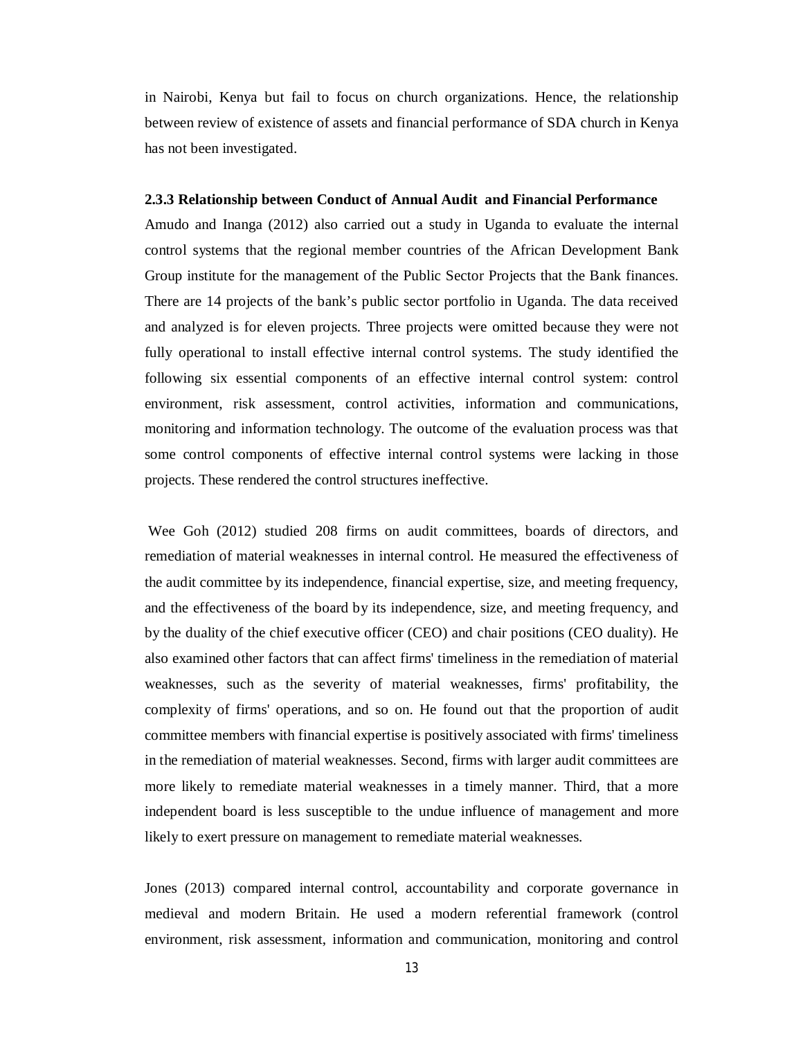in Nairobi, Kenya but fail to focus on church organizations. Hence, the relationship between review of existence of assets and financial performance of SDA church in Kenya has not been investigated.

### 2.3.3 Relationship between Conduct of Annual Audit and Financial Performance

Amudo and Inanga (2012) also carried out a study in Uganda to evaluate the internal control systems that the regional member countries of the African Development Bank Group institute for the management of the Public Sector Projects that the Bank finances. There are 14 projects of the bank's public sector portfolio in Uganda. The data received and analyzed is for eleven projects. Three projects were omitted because they were not fully operational to install effective internal control systems. The study identified the following six essential components of an effective internal control system: control environment, risk assessment, control activities, information and communications, monitoring and information technology. The outcome of the evaluation process was that some control components of effective internal control systems were lacking in those projects. These rendered the control structures ineffective.

Wee Goh (2012) studied 208 firms on audit committees, boards of directors, and remediation of material weaknesses in internal control. He measured the effectiveness of the audit committee by its independence, financial expertise, size, and meeting frequency, and the effectiveness of the board by its independence, size, and meeting frequency, and by the duality of the chief executive officer (CEO) and chair positions (CEO duality). He also examined other factors that can affect firms' timeliness in the remediation of material weaknesses, such as the severity of material weaknesses, firms' profitability, the complexity of firms' operations, and so on. He found out that the proportion of audit committee members with financial expertise is positively associated with firms' timeliness in the remediation of material weaknesses. Second, firms with larger audit committees are more likely to remediate material weaknesses in a timely manner. Third, that a more independent board is less susceptible to the undue influence of management and more likely to exert pressure on management to remediate material weaknesses.

Jones (2013) compared internal control, accountability and corporate governance in medieval and modern Britain. He used a modern referential framework (control environment, risk assessment, information and communication, monitoring and control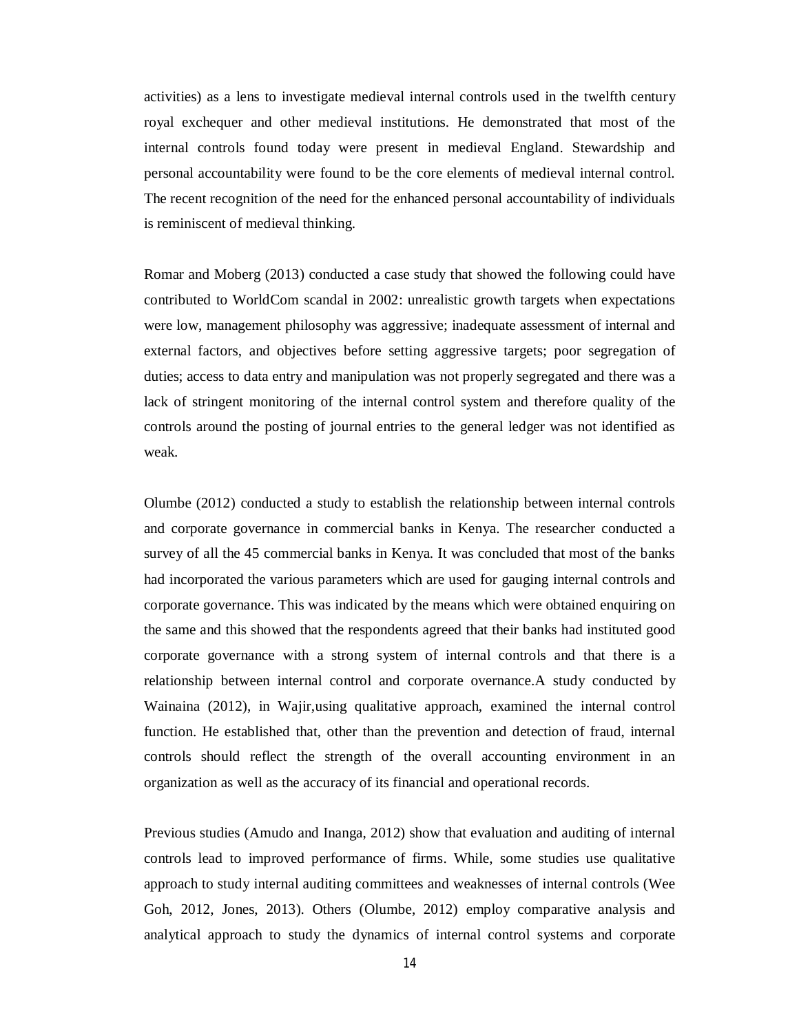activities) as a lens to investigate medieval internal controls used in the twelfth century royal exchequer and other medieval institutions. He demonstrated that most of the internal controls found today were present in medieval England. Stewardship and personal accountability were found to be the core elements of medieval internal control. The recent recognition of the need for the enhanced personal accountability of individuals is reminiscent of medieval thinking.

Romar and Moberg (2013) conducted a case study that showed the following could have contributed to WorldCom scandal in 2002: unrealistic growth targets when expectations were low, management philosophy was aggressive; inadequate assessment of internal and external factors, and objectives before setting aggressive targets; poor segregation of duties; access to data entry and manipulation was not properly segregated and there was a lack of stringent monitoring of the internal control system and therefore quality of the controls around the posting of journal entries to the general ledger was not identified as weak.

Olumbe (2012) conducted a study to establish the relationship between internal controls and corporate governance in commercial banks in Kenya. The researcher conducted a survey of all the 45 commercial banks in Kenya. It was concluded that most of the banks had incorporated the various parameters which are used for gauging internal controls and corporate governance. This was indicated by the means which were obtained enquiring on the same and this showed that the respondents agreed that their banks had instituted good corporate governance with a strong system of internal controls and that there is a relationship between internal control and corporate overnance.A study conducted by Wainaina (2012), in Wajir,using qualitative approach, examined the internal control function. He established that, other than the prevention and detection of fraud, internal controls should reflect the strength of the overall accounting environment in an organization as well as the accuracy of its financial and operational records.

Previous studies (Amudo and Inanga, 2012) show that evaluation and auditing of internal controls lead to improved performance of firms. While, some studies use qualitative approach to study internal auditing committees and weaknesses of internal controls (Wee Goh, 2012, Jones, 2013). Others (Olumbe, 2012) employ comparative analysis and analytical approach to study the dynamics of internal control systems and corporate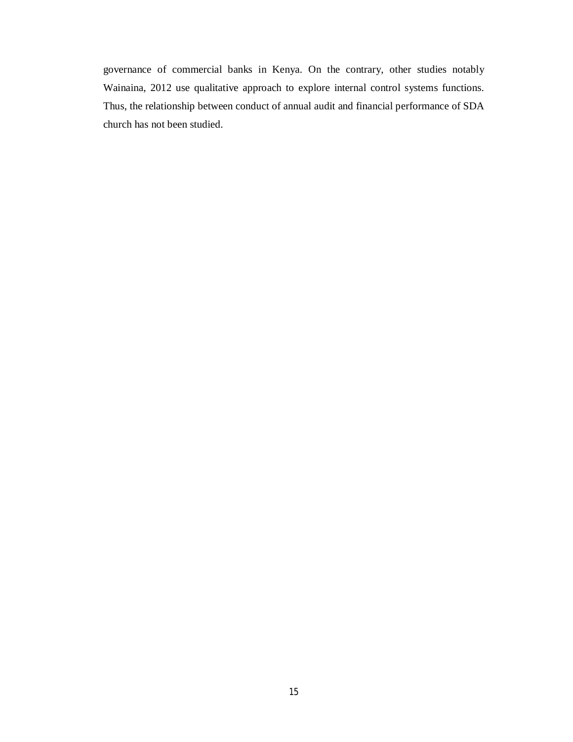governance of commercial banks in Kenya. On the contrary, other studies notably Wainaina, 2012 use qualitative approach to explore internal control systems functions. Thus, the relationship between conduct of annual audit and financial performance of SDA church has not been studied.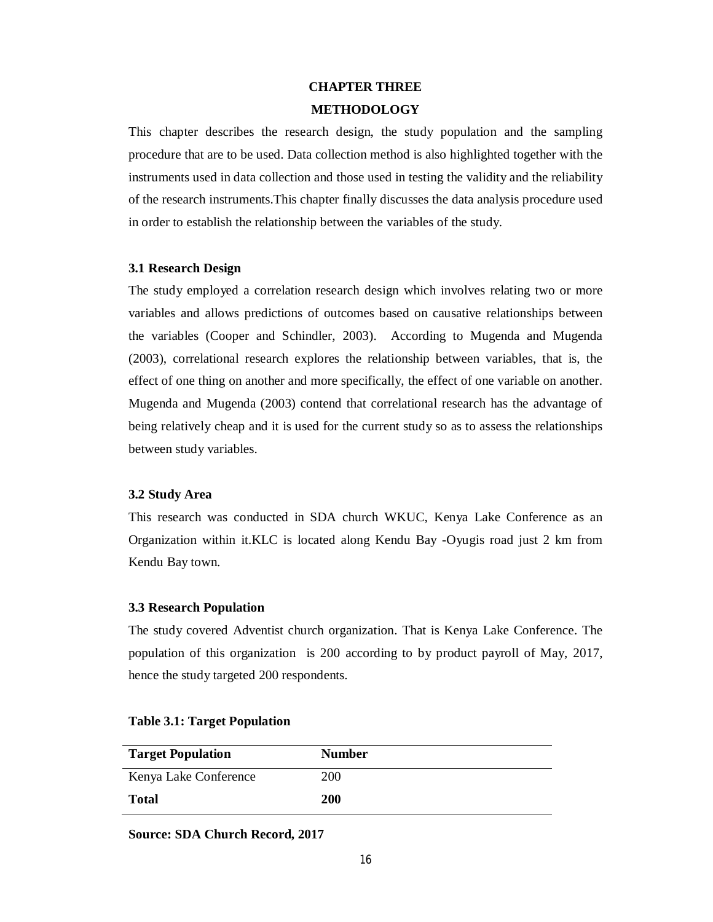# CHAPTER THREE

# METHODOLOGY

This chapter describes the research design, the study population and the sampling procedure that are to be used. Data collection method is also highlighted together with the instruments used in data collection and those used in testing the validity and the reliability of the research instruments.This chapter finally discusses the data analysis procedure used in order to establish the relationship between the variables of the study.

## 3.1 Research Design

The study employed a correlation research design which involves relating two or more variables and allows predictions of outcomes based on causative relationships between the variables (Cooper and Schindler, 2003). According to Mugenda and Mugenda (2003), correlational research explores the relationship between variables, that is, the effect of one thing on another and more specifically, the effect of one variable on another. Mugenda and Mugenda (2003) contend that correlational research has the advantage of being relatively cheap and it is used for the current study so as to assess the relationships between study variables.

## 3.2 Study Area

This research was conducted in SDA church WKUC, Kenya Lake Conference as an Organization within it.KLC is located along Kendu Bay -Oyugis road just 2 km from Kendu Bay town.

## 3.3 Research Population

The study covered Adventist church organization. That is Kenya Lake Conference. The population of this organization is 200 according to by product payroll of May, 2017, hence the study targeted 200 respondents.

**Table 3.1: Target Population**

| Target Population | Number |
|---|---|
| Kenya Lake Conference | 200 |
| **Total** | **200** |

**Source: SDA Church Record, 2017**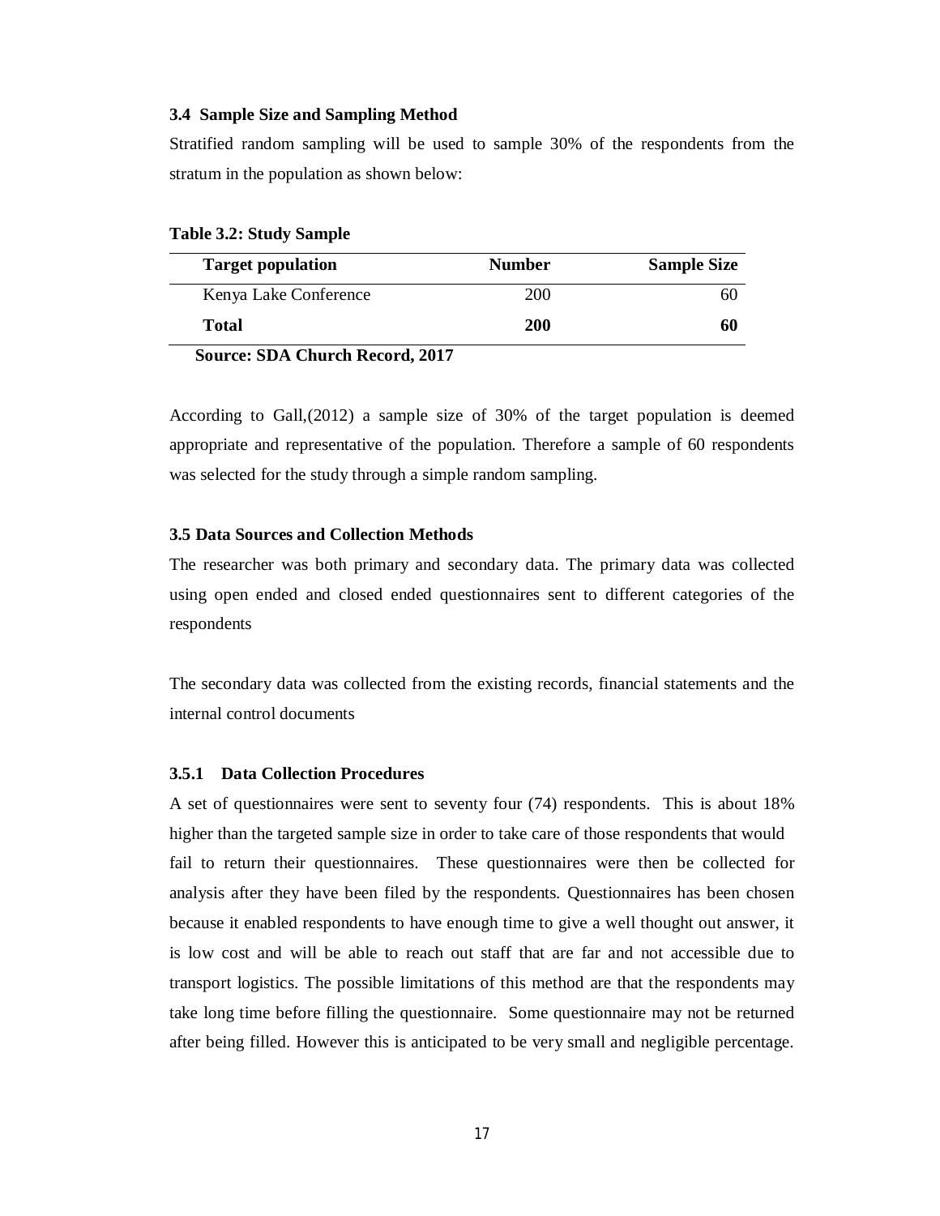### 3.4 Sample Size and Sampling Method

Stratified random sampling will be used to sample 30% of the respondents from the stratum in the population as shown below:

**Table 3.2: Study Sample**

| Target population | Number | Sample Size |
|---|---|---|
| Kenya Lake Conference | 200 | 60 |
| **Total** | **200** | **60** |

**Source: SDA Church Record, 2017**

According to Gall,(2012) a sample size of 30% of the target population is deemed appropriate and representative of the population. Therefore a sample of 60 respondents was selected for the study through a simple random sampling.

### 3.5 Data Sources and Collection Methods

The researcher was both primary and secondary data. The primary data was collected using open ended and closed ended questionnaires sent to different categories of the respondents

The secondary data was collected from the existing records, financial statements and the internal control documents

#### 3.5.1 Data Collection Procedures

A set of questionnaires were sent to seventy four (74) respondents. This is about 18% higher than the targeted sample size in order to take care of those respondents that would fail to return their questionnaires. These questionnaires were then be collected for analysis after they have been filed by the respondents. Questionnaires has been chosen because it enabled respondents to have enough time to give a well thought out answer, it is low cost and will be able to reach out staff that are far and not accessible due to transport logistics. The possible limitations of this method are that the respondents may take long time before filling the questionnaire. Some questionnaire may not be returned after being filled. However this is anticipated to be very small and negligible percentage.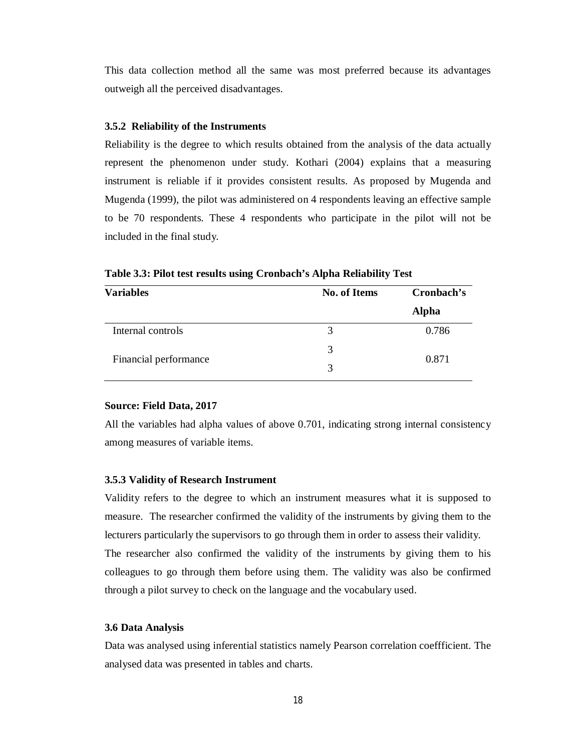This data collection method all the same was most preferred because its advantages outweigh all the perceived disadvantages.

### 3.5.2 Reliability of the Instruments

Reliability is the degree to which results obtained from the analysis of the data actually represent the phenomenon under study. Kothari (2004) explains that a measuring instrument is reliable if it provides consistent results. As proposed by Mugenda and Mugenda (1999), the pilot was administered on 4 respondents leaving an effective sample to be 70 respondents. These 4 respondents who participate in the pilot will not be included in the final study.

**Table 3.3: Pilot test results using Cronbach's Alpha Reliability Test**

| Variables | No. of Items | Cronbach's Alpha |
|---|---|---|
| Internal controls | 3 | 0.786 |
| Financial performance | 3<br>3 | 0.871 |

**Source: Field Data, 2017**

All the variables had alpha values of above 0.701, indicating strong internal consistency among measures of variable items.

### 3.5.3 Validity of Research Instrument

Validity refers to the degree to which an instrument measures what it is supposed to measure. The researcher confirmed the validity of the instruments by giving them to the lecturers particularly the supervisors to go through them in order to assess their validity. The researcher also confirmed the validity of the instruments by giving them to his colleagues to go through them before using them. The validity was also be confirmed through a pilot survey to check on the language and the vocabulary used.

### 3.6 Data Analysis

Data was analysed using inferential statistics namely Pearson correlation coeffficient. The analysed data was presented in tables and charts.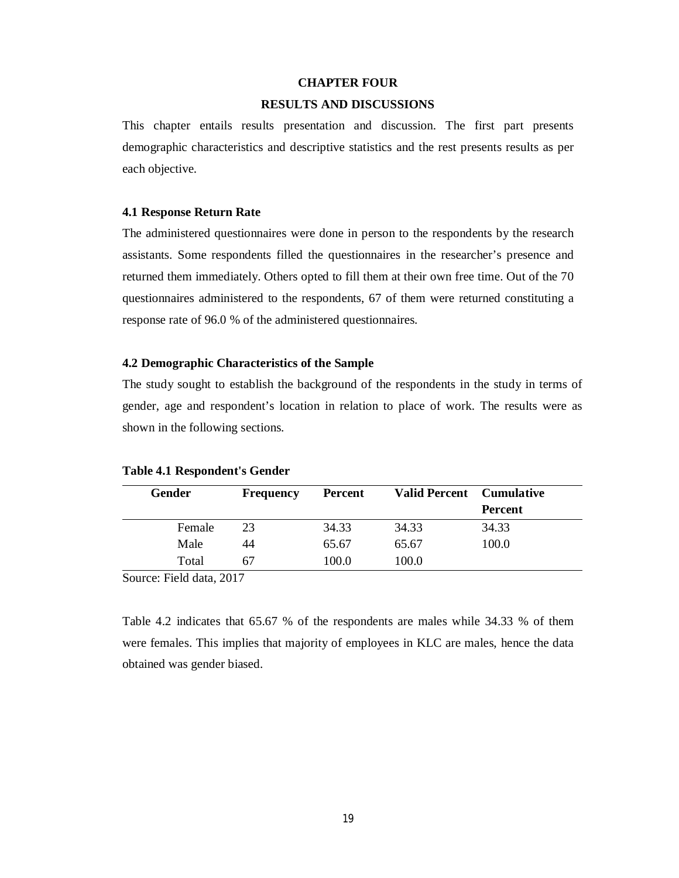# CHAPTER FOUR

# RESULTS AND DISCUSSIONS

This chapter entails results presentation and discussion. The first part presents demographic characteristics and descriptive statistics and the rest presents results as per each objective.

## 4.1 Response Return Rate

The administered questionnaires were done in person to the respondents by the research assistants. Some respondents filled the questionnaires in the researcher's presence and returned them immediately. Others opted to fill them at their own free time. Out of the 70 questionnaires administered to the respondents, 67 of them were returned constituting a response rate of 96.0 % of the administered questionnaires.

## 4.2 Demographic Characteristics of the Sample

The study sought to establish the background of the respondents in the study in terms of gender, age and respondent's location in relation to place of work. The results were as shown in the following sections.

**Table 4.1 Respondent's Gender**

| Gender | Frequency | Percent | Valid Percent | Cumulative Percent |
|---|---|---|---|---|
| Female | 23 | 34.33 | 34.33 | 34.33 |
| Male | 44 | 65.67 | 65.67 | 100.0 |
| Total | 67 | 100.0 | 100.0 | |

Source: Field data, 2017

Table 4.2 indicates that 65.67 % of the respondents are males while 34.33 % of them were females. This implies that majority of employees in KLC are males, hence the data obtained was gender biased.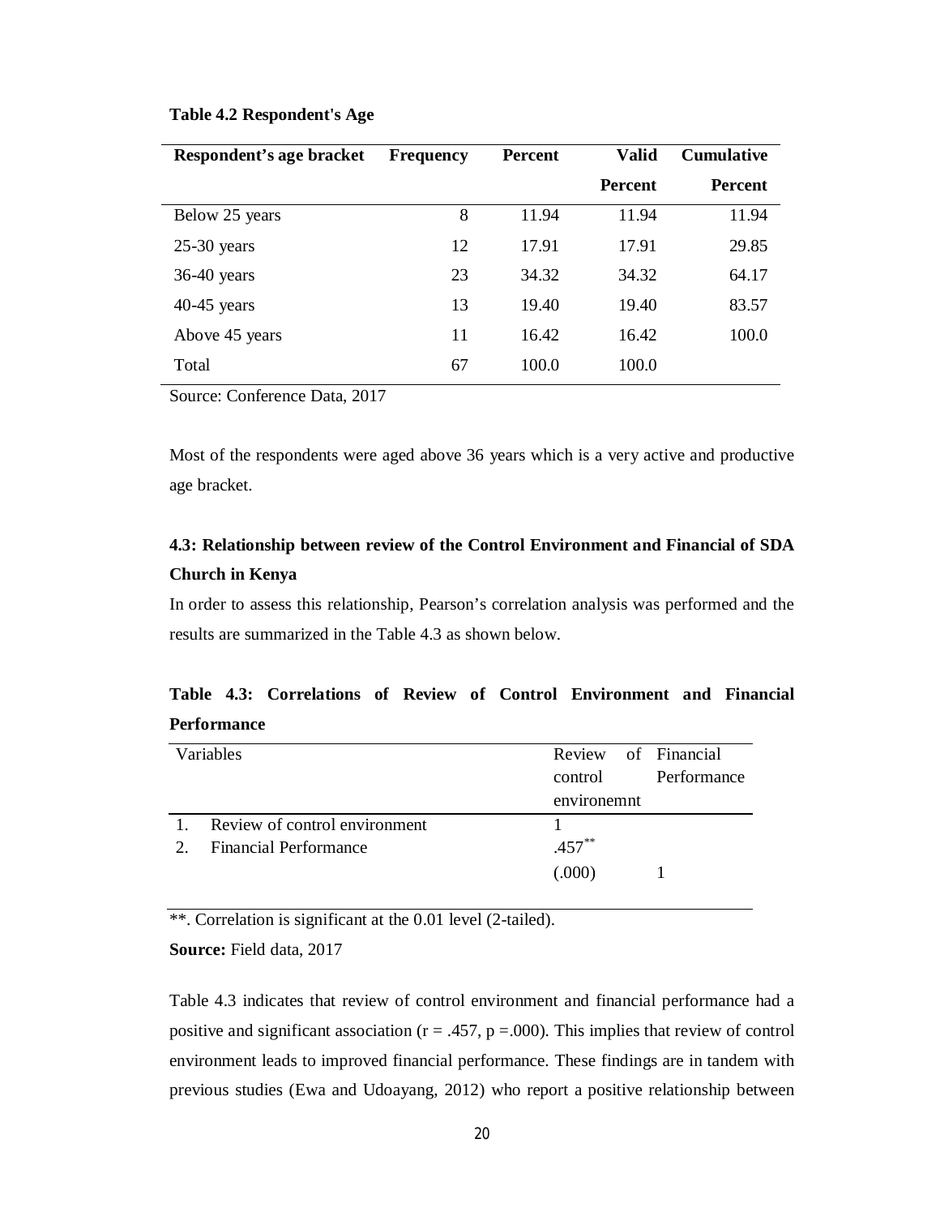**Table 4.2 Respondent's Age**

| Respondent's age bracket | Frequency | Percent | Valid Percent | Cumulative Percent |
|---|---|---|---|---|
| Below 25 years | 8 | 11.94 | 11.94 | 11.94 |
| 25-30 years | 12 | 17.91 | 17.91 | 29.85 |
| 36-40 years | 23 | 34.32 | 34.32 | 64.17 |
| 40-45 years | 13 | 19.40 | 19.40 | 83.57 |
| Above 45 years | 11 | 16.42 | 16.42 | 100.0 |
| Total | 67 | 100.0 | 100.0 | |

Source: Conference Data, 2017

Most of the respondents were aged above 36 years which is a very active and productive age bracket.

### 4.3: Relationship between review of the Control Environment and Financial of SDA Church in Kenya

In order to assess this relationship, Pearson's correlation analysis was performed and the results are summarized in the Table 4.3 as shown below.

**Table 4.3: Correlations of Review of Control Environment and Financial Performance**

| Variables | Review of control environemnt | Financial Performance |
|---|---|---|
| 1. Review of control environment | 1 | |
| 2. Financial Performance | .457** | |
| | (.000) | 1 |

**. Correlation is significant at the 0.01 level (2-tailed).

**Source:** Field data, 2017

Table 4.3 indicates that review of control environment and financial performance had a positive and significant association ($r = .457$, $p = .000$). This implies that review of control environment leads to improved financial performance. These findings are in tandem with previous studies (Ewa and Udoayang, 2012) who report a positive relationship between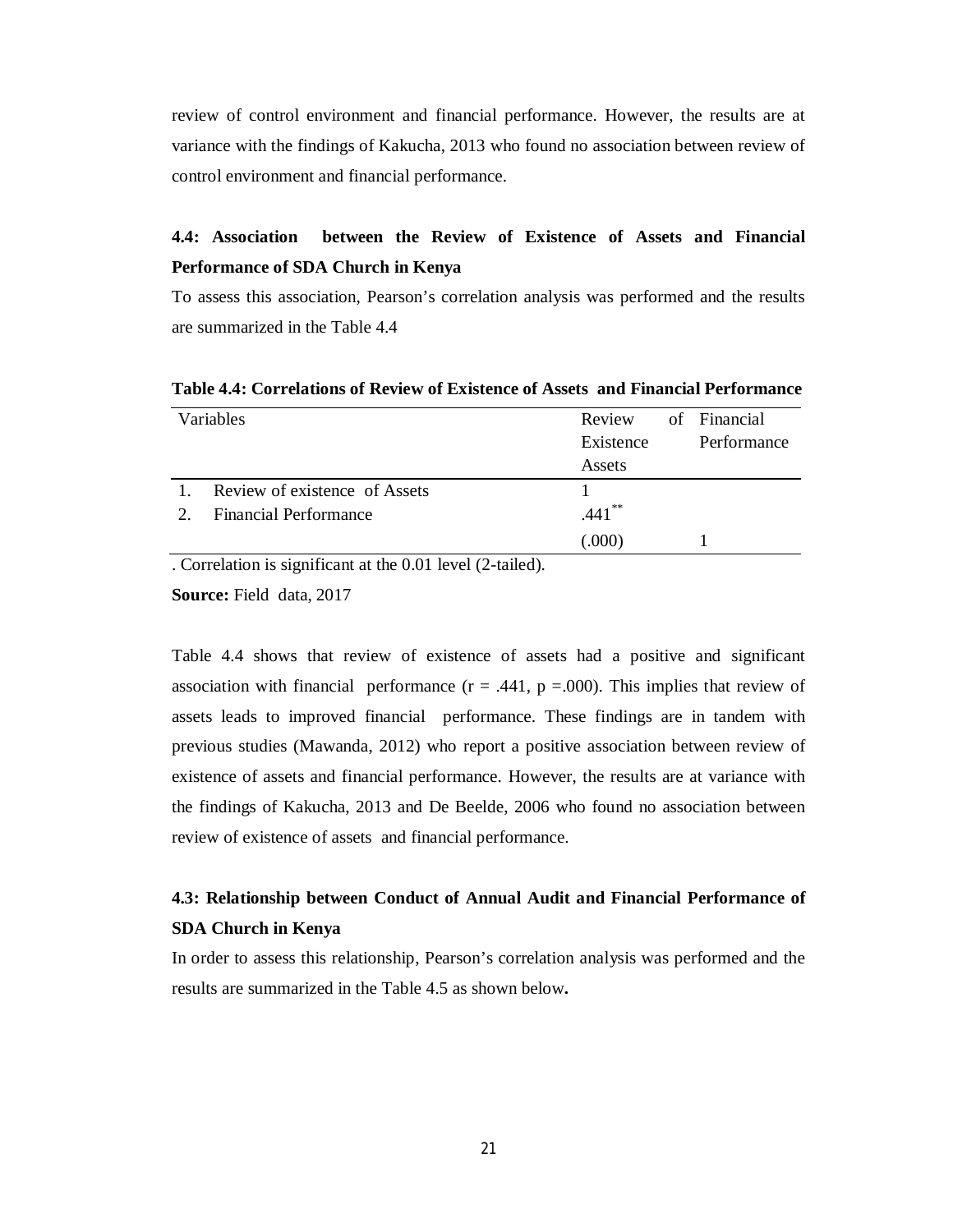review of control environment and financial performance. However, the results are at variance with the findings of Kakucha, 2013 who found no association between review of control environment and financial performance.

### 4.4: Association between the Review of Existence of Assets and Financial Performance of SDA Church in Kenya

To assess this association, Pearson's correlation analysis was performed and the results are summarized in the Table 4.4

**Table 4.4: Correlations of Review of Existence of Assets and Financial Performance**

| Variables | Review of Existence Assets | Financial Performance |
|---|---|---|
| 1. Review of existence of Assets | 1 | |
| 2. Financial Performance | .441** | |
| | (.000) | 1 |

. Correlation is significant at the 0.01 level (2-tailed).

**Source:** Field data, 2017

Table 4.4 shows that review of existence of assets had a positive and significant association with financial performance ($r = .441$, $p = .000$). This implies that review of assets leads to improved financial performance. These findings are in tandem with previous studies (Mawanda, 2012) who report a positive association between review of existence of assets and financial performance. However, the results are at variance with the findings of Kakucha, 2013 and De Beelde, 2006 who found no association between review of existence of assets and financial performance.

### 4.3: Relationship between Conduct of Annual Audit and Financial Performance of SDA Church in Kenya

In order to assess this relationship, Pearson's correlation analysis was performed and the results are summarized in the Table 4.5 as shown below**.**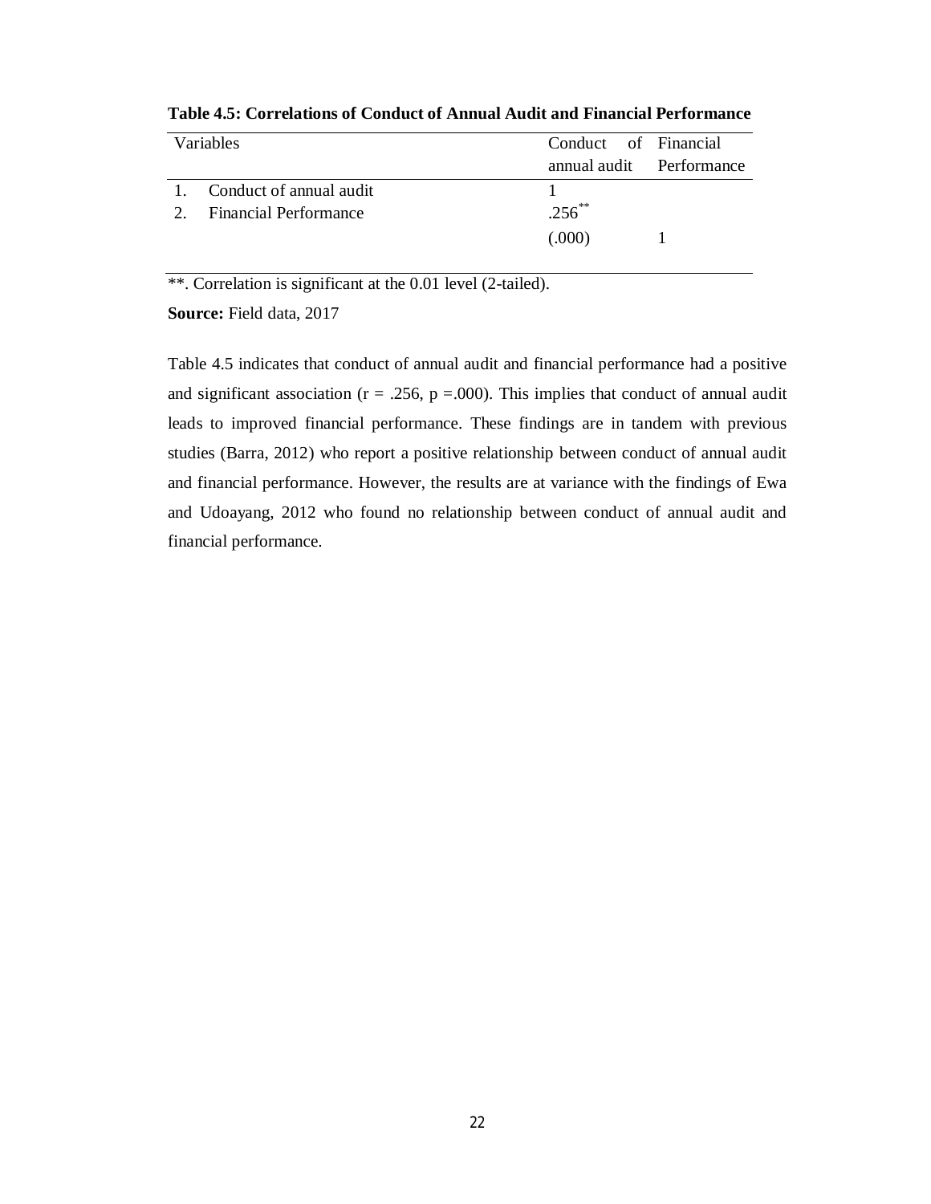**Table 4.5: Correlations of Conduct of Annual Audit and Financial Performance**

| Variables | Conduct of annual audit | Financial Performance |
|---|---|---|
| 1. Conduct of annual audit | 1 | |
| 2. Financial Performance | .256** | |
| | (.000) | 1 |

**. Correlation is significant at the 0.01 level (2-tailed).

**Source:** Field data, 2017

Table 4.5 indicates that conduct of annual audit and financial performance had a positive and significant association (r = .256, p =.000). This implies that conduct of annual audit leads to improved financial performance. These findings are in tandem with previous studies (Barra, 2012) who report a positive relationship between conduct of annual audit and financial performance. However, the results are at variance with the findings of Ewa and Udoayang, 2012 who found no relationship between conduct of annual audit and financial performance.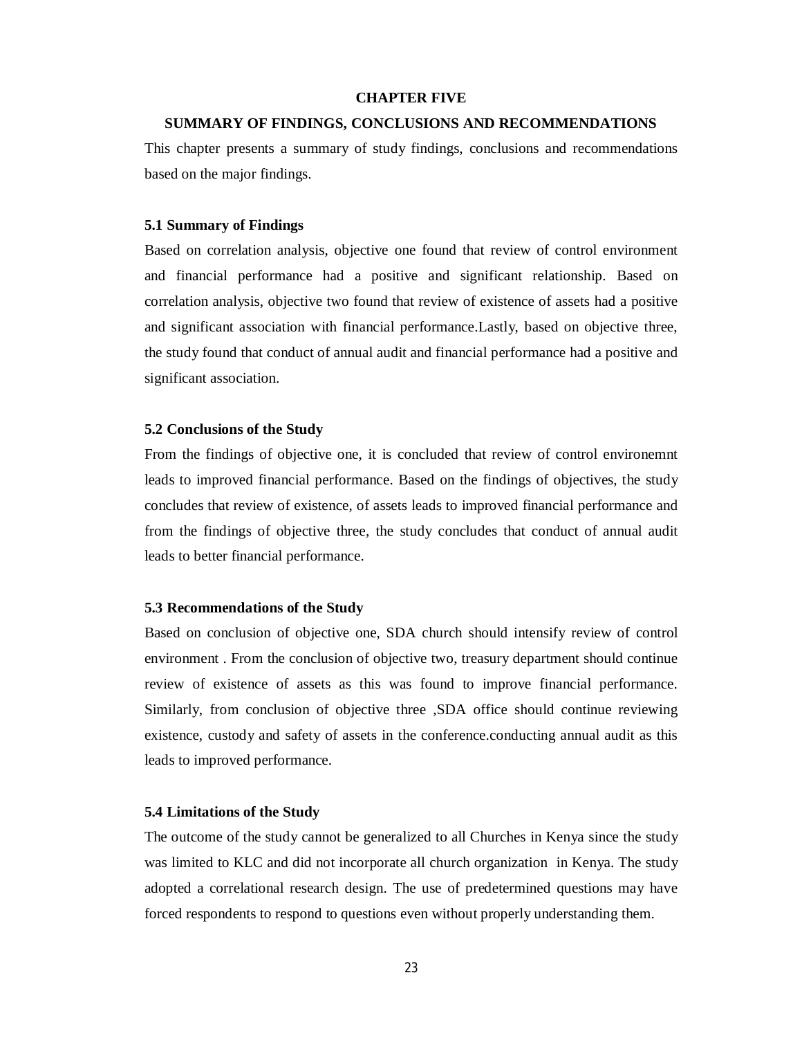# CHAPTER FIVE

## SUMMARY OF FINDINGS, CONCLUSIONS AND RECOMMENDATIONS

This chapter presents a summary of study findings, conclusions and recommendations based on the major findings.

### 5.1 Summary of Findings

Based on correlation analysis, objective one found that review of control environment and financial performance had a positive and significant relationship. Based on correlation analysis, objective two found that review of existence of assets had a positive and significant association with financial performance.Lastly, based on objective three, the study found that conduct of annual audit and financial performance had a positive and significant association.

### 5.2 Conclusions of the Study

From the findings of objective one, it is concluded that review of control environemnt leads to improved financial performance. Based on the findings of objectives, the study concludes that review of existence, of assets leads to improved financial performance and from the findings of objective three, the study concludes that conduct of annual audit leads to better financial performance.

### 5.3 Recommendations of the Study

Based on conclusion of objective one, SDA church should intensify review of control environment . From the conclusion of objective two, treasury department should continue review of existence of assets as this was found to improve financial performance. Similarly, from conclusion of objective three ,SDA office should continue reviewing existence, custody and safety of assets in the conference.conducting annual audit as this leads to improved performance.

### 5.4 Limitations of the Study

The outcome of the study cannot be generalized to all Churches in Kenya since the study was limited to KLC and did not incorporate all church organization in Kenya. The study adopted a correlational research design. The use of predetermined questions may have forced respondents to respond to questions even without properly understanding them.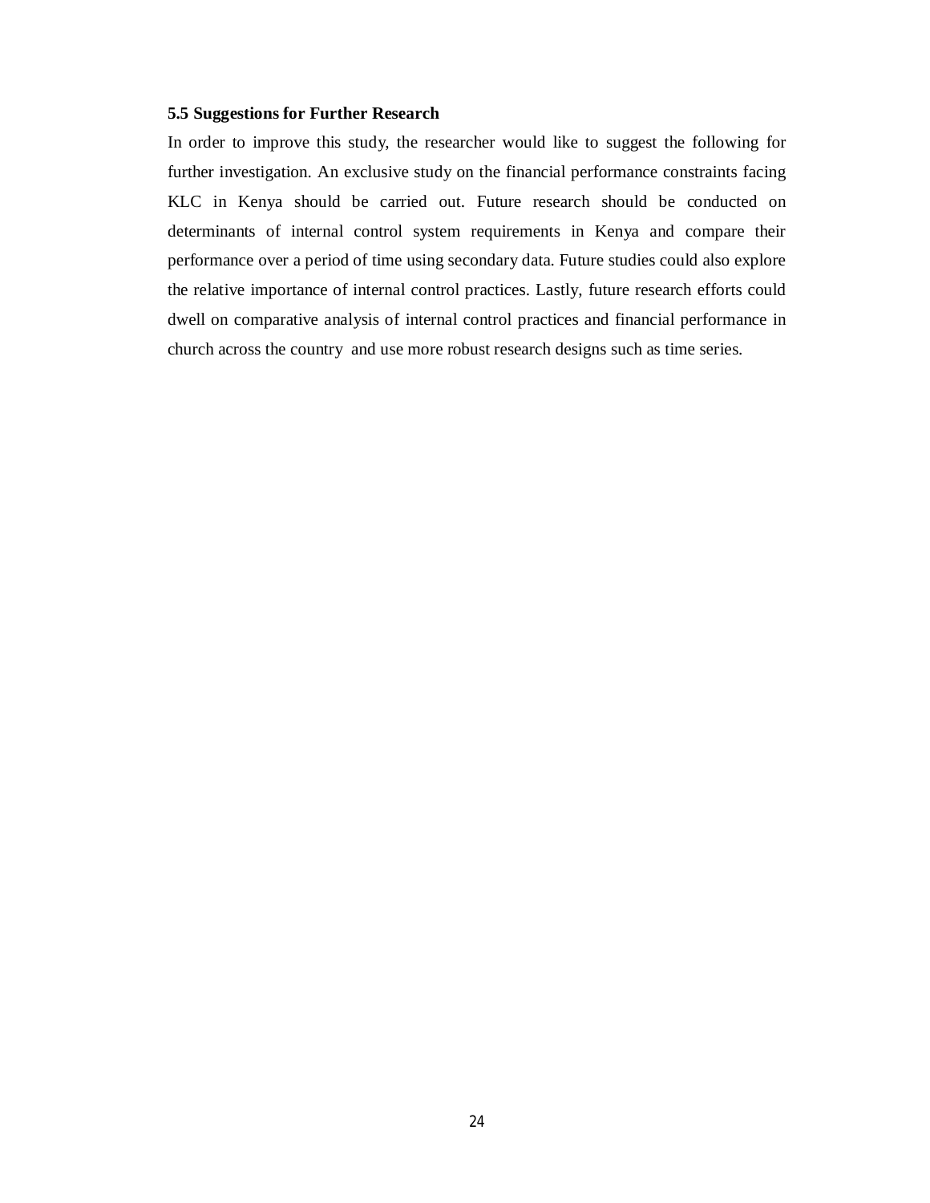### 5.5 Suggestions for Further Research

In order to improve this study, the researcher would like to suggest the following for further investigation. An exclusive study on the financial performance constraints facing KLC in Kenya should be carried out. Future research should be conducted on determinants of internal control system requirements in Kenya and compare their performance over a period of time using secondary data. Future studies could also explore the relative importance of internal control practices. Lastly, future research efforts could dwell on comparative analysis of internal control practices and financial performance in church across the country and use more robust research designs such as time series.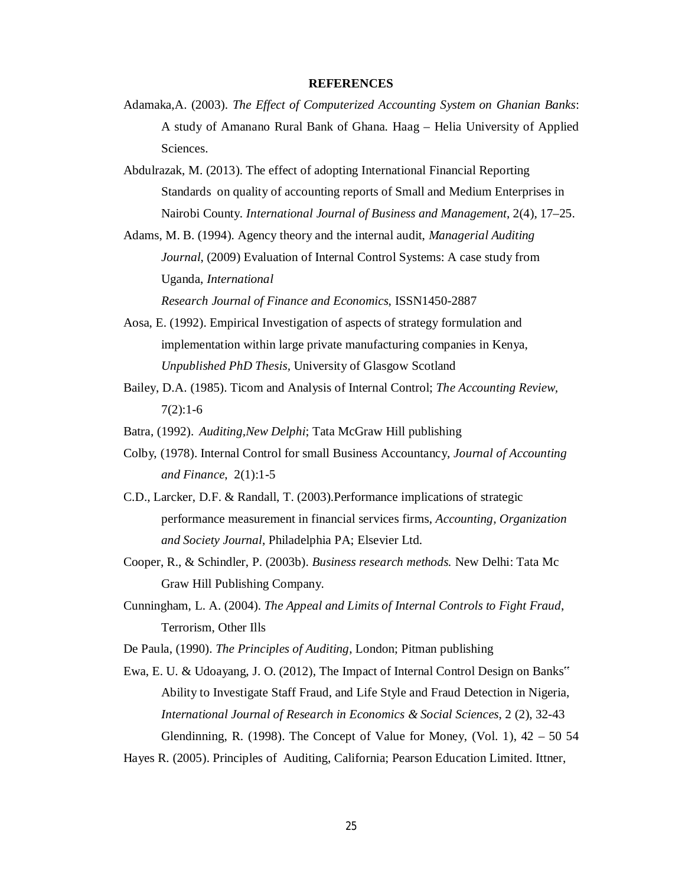**REFERENCES**

Adamaka,A. (2003). *The Effect of Computerized Accounting System on Ghanian Banks*: A study of Amanano Rural Bank of Ghana. Haag – Helia University of Applied Sciences.

Abdulrazak, M. (2013). The effect of adopting International Financial Reporting Standards on quality of accounting reports of Small and Medium Enterprises in Nairobi County. *International Journal of Business and Management*, 2(4), 17–25.

Adams, M. B. (1994). Agency theory and the internal audit, *Managerial Auditing Journal*, (2009) Evaluation of Internal Control Systems: A case study from Uganda, *International Research Journal of Finance and Economics*, ISSN1450-2887

Aosa, E. (1992). Empirical Investigation of aspects of strategy formulation and implementation within large private manufacturing companies in Kenya, *Unpublished PhD Thesis*, University of Glasgow Scotland

Bailey, D.A. (1985). Ticom and Analysis of Internal Control; *The Accounting Review*, 7(2):1-6

Batra, (1992). *Auditing,New Delphi*; Tata McGraw Hill publishing

Colby, (1978). Internal Control for small Business Accountancy, *Journal of Accounting and Finance*, 2(1):1-5

C.D., Larcker, D.F. & Randall, T. (2003).Performance implications of strategic performance measurement in financial services firms, *Accounting, Organization and Society Journal*, Philadelphia PA; Elsevier Ltd.

Cooper, R., & Schindler, P. (2003b). *Business research methods.* New Delhi: Tata Mc Graw Hill Publishing Company.

Cunningham, L. A. (2004). *The Appeal and Limits of Internal Controls to Fight Fraud*, Terrorism, Other Ills

De Paula, (1990). *The Principles of Auditing*, London; Pitman publishing

Ewa, E. U. & Udoayang, J. O. (2012), The Impact of Internal Control Design on Banks" Ability to Investigate Staff Fraud, and Life Style and Fraud Detection in Nigeria, *International Journal of Research in Economics & Social Sciences*, 2 (2), 32-43 Glendinning, R. (1998). The Concept of Value for Money, (Vol. 1), 42 – 50 54

Hayes R. (2005). Principles of Auditing, California; Pearson Education Limited. Ittner,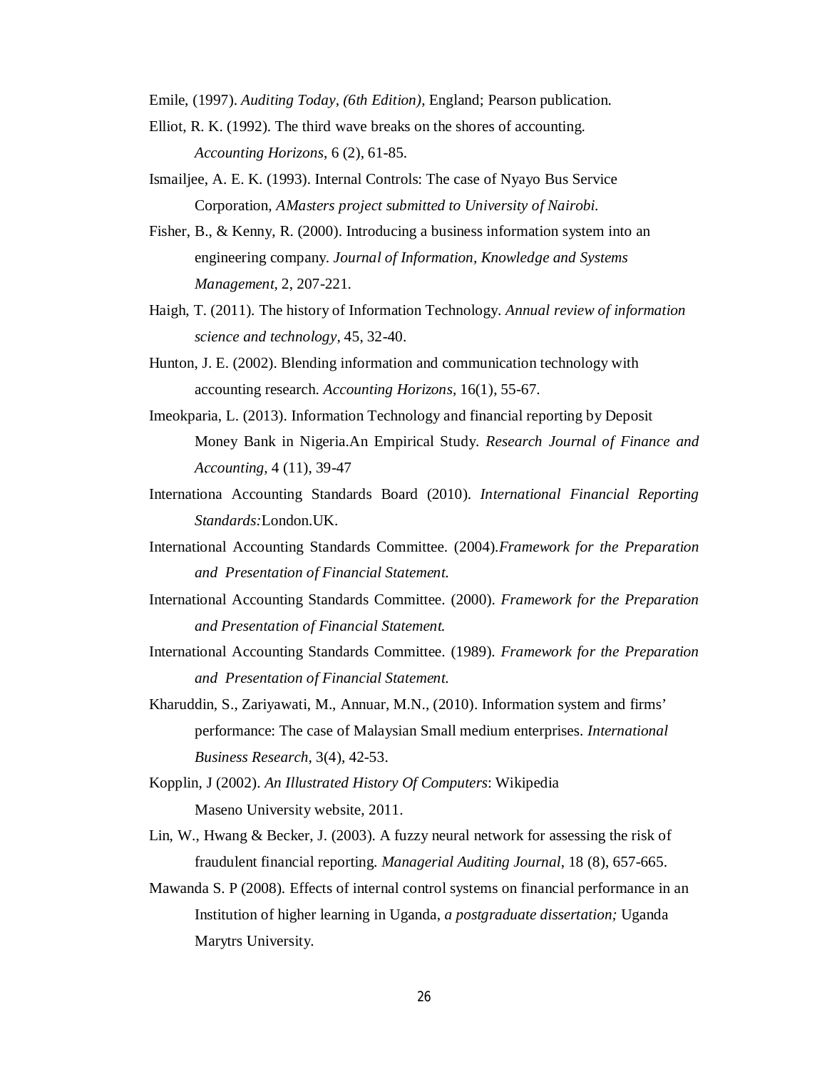Emile, (1997). *Auditing Today, (6th Edition)*, England; Pearson publication.

Elliot, R. K. (1992). The third wave breaks on the shores of accounting. *Accounting Horizons*, 6 (2), 61-85.

Ismailjee, A. E. K. (1993). Internal Controls: The case of Nyayo Bus Service Corporation, *AMasters project submitted to University of Nairobi.*

Fisher, B., & Kenny, R. (2000). Introducing a business information system into an engineering company. *Journal of Information, Knowledge and Systems Management*, 2, 207-221.

Haigh, T. (2011). The history of Information Technology. *Annual review of information science and technology*, 45, 32-40.

Hunton, J. E. (2002). Blending information and communication technology with accounting research. *Accounting Horizons*, 16(1), 55-67.

Imeokparia, L. (2013). Information Technology and financial reporting by Deposit Money Bank in Nigeria.An Empirical Study. *Research Journal of Finance and Accounting,* 4 (11), 39-47

Internationa Accounting Standards Board (2010). *International Financial Reporting Standards:*London.UK.

International Accounting Standards Committee. (2004).*Framework for the Preparation and Presentation of Financial Statement.*

International Accounting Standards Committee. (2000). *Framework for the Preparation and Presentation of Financial Statement.*

International Accounting Standards Committee. (1989). *Framework for the Preparation and Presentation of Financial Statement.*

Kharuddin, S., Zariyawati, M., Annuar, M.N., (2010). Information system and firms' performance: The case of Malaysian Small medium enterprises. *International Business Research*, 3(4), 42-53.

Kopplin, J (2002). *An Illustrated History Of Computers*: Wikipedia Maseno University website, 2011.

Lin, W., Hwang & Becker, J. (2003). A fuzzy neural network for assessing the risk of fraudulent financial reporting. *Managerial Auditing Journal*, 18 (8), 657-665.

Mawanda S. P (2008). Effects of internal control systems on financial performance in an Institution of higher learning in Uganda, *a postgraduate dissertation;* Uganda Marytrs University.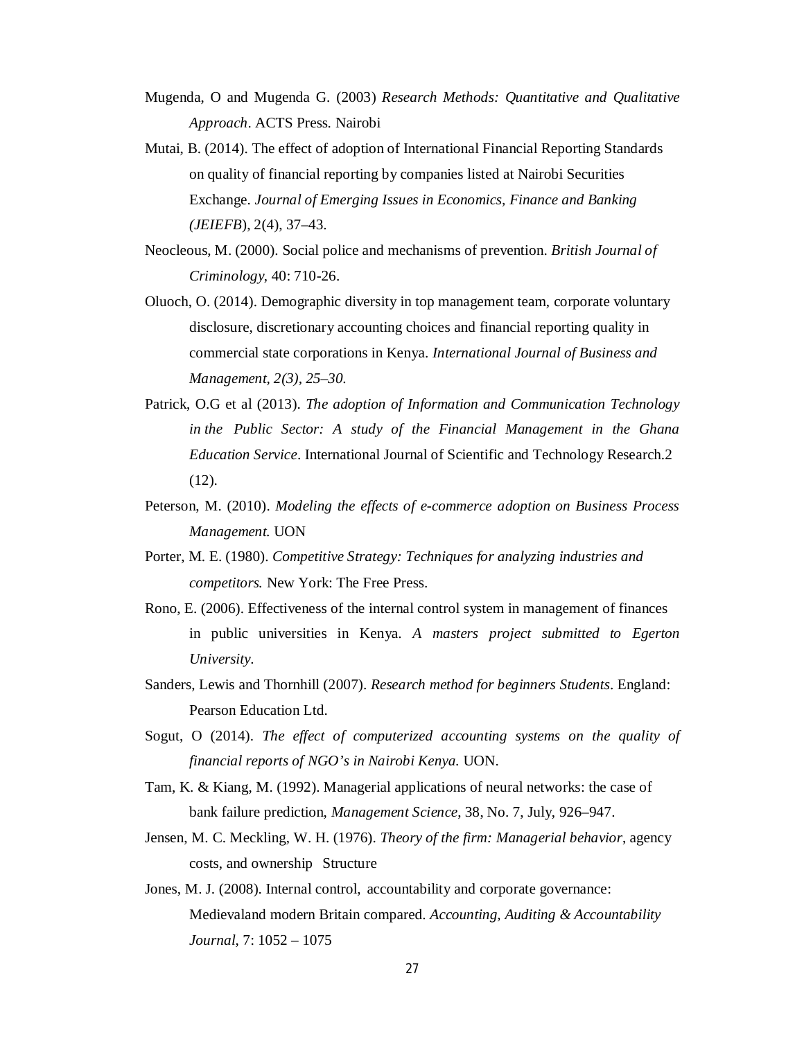Mugenda, O and Mugenda G. (2003) *Research Methods: Quantitative and Qualitative Approach*. ACTS Press. Nairobi

Mutai, B. (2014). The effect of adoption of International Financial Reporting Standards on quality of financial reporting by companies listed at Nairobi Securities Exchange. *Journal of Emerging Issues in Economics, Finance and Banking (JEIEFB*), 2(4), 37–43.

Neocleous, M. (2000). Social police and mechanisms of prevention. *British Journal of Criminology*, 40: 710-26.

Oluoch, O. (2014). Demographic diversity in top management team, corporate voluntary disclosure, discretionary accounting choices and financial reporting quality in commercial state corporations in Kenya. *International Journal of Business and Management, 2(3), 25–30.*

Patrick, O.G et al (2013). *The adoption of Information and Communication Technology in the Public Sector: A study of the Financial Management in the Ghana Education Service*. International Journal of Scientific and Technology Research.2 (12).

Peterson, M. (2010). *Modeling the effects of e-commerce adoption on Business Process Management.* UON

Porter, M. E. (1980). *Competitive Strategy: Techniques for analyzing industries and competitors.* New York: The Free Press.

Rono, E. (2006). Effectiveness of the internal control system in management of finances in public universities in Kenya. *A masters project submitted to Egerton University.*

Sanders, Lewis and Thornhill (2007). *Research method for beginners Students*. England: Pearson Education Ltd.

Sogut, O (2014). *The effect of computerized accounting systems on the quality of financial reports of NGO's in Nairobi Kenya.* UON.

Tam, K. & Kiang, M. (1992). Managerial applications of neural networks: the case of bank failure prediction, *Management Science*, 38, No. 7, July, 926–947.

Jensen, M. C. Meckling, W. H. (1976). *Theory of the firm: Managerial behavior*, agency costs, and ownership Structure

Jones, M. J. (2008). Internal control, accountability and corporate governance: Medievaland modern Britain compared. *Accounting, Auditing & Accountability Journal*, 7: 1052 – 1075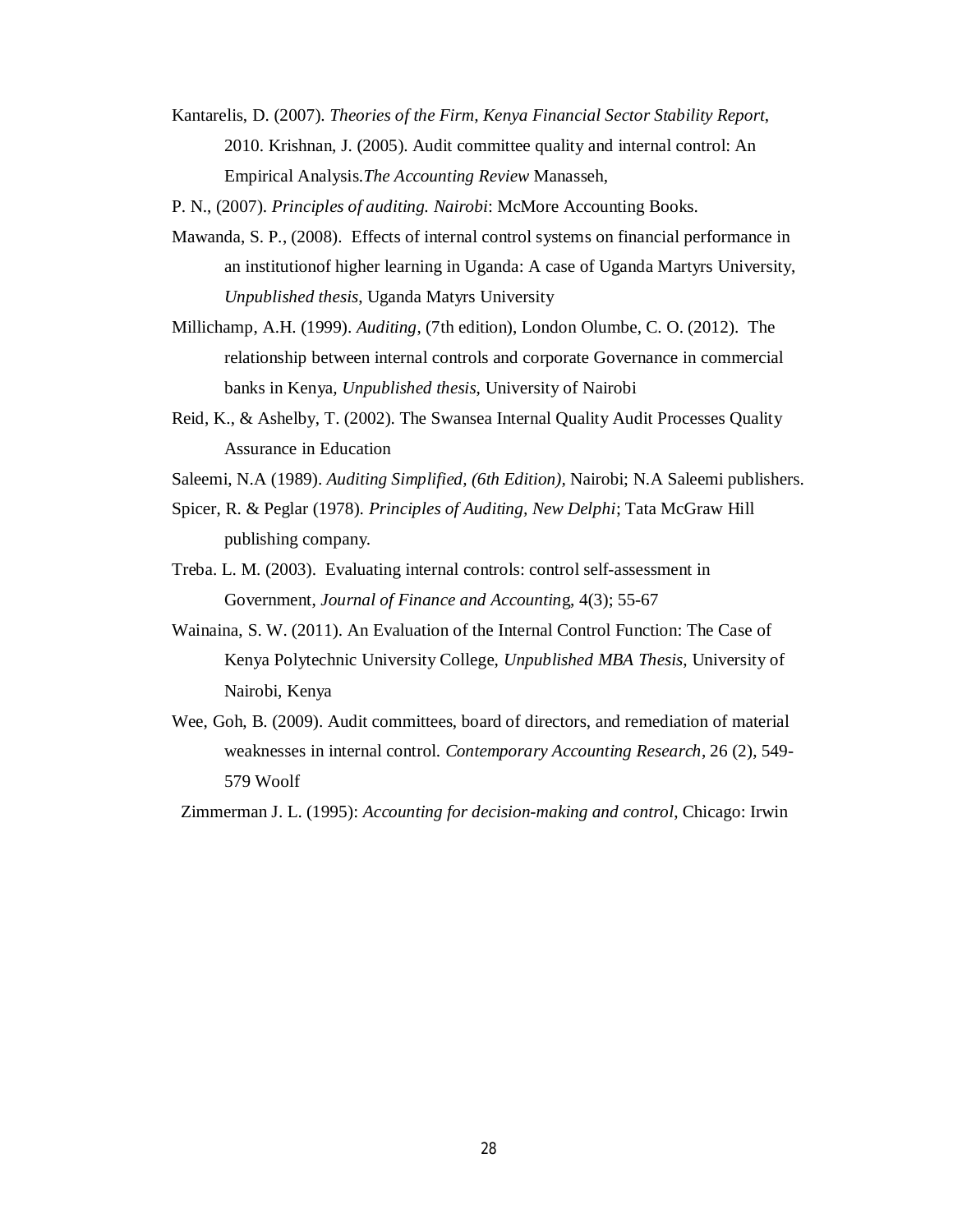Kantarelis, D. (2007). *Theories of the Firm, Kenya Financial Sector Stability Report*, 2010. Krishnan, J. (2005). Audit committee quality and internal control: An Empirical Analysis.*The Accounting Review* Manasseh,

P. N., (2007). *Principles of auditing. Nairobi*: McMore Accounting Books.

Mawanda, S. P., (2008). Effects of internal control systems on financial performance in an institutionof higher learning in Uganda: A case of Uganda Martyrs University, *Unpublished thesis*, Uganda Matyrs University

Millichamp, A.H. (1999). *Auditing*, (7th edition), London Olumbe, C. O. (2012). The relationship between internal controls and corporate Governance in commercial banks in Kenya, *Unpublished thesis*, University of Nairobi

Reid, K., & Ashelby, T. (2002). The Swansea Internal Quality Audit Processes Quality Assurance in Education

Saleemi, N.A (1989). *Auditing Simplified, (6th Edition)*, Nairobi; N.A Saleemi publishers.

Spicer, R. & Peglar (1978). *Principles of Auditing, New Delphi*; Tata McGraw Hill publishing company.

Treba. L. M. (2003). Evaluating internal controls: control self-assessment in Government, *Journal of Finance and Accountin*g, 4(3); 55-67

Wainaina, S. W. (2011). An Evaluation of the Internal Control Function: The Case of Kenya Polytechnic University College, *Unpublished MBA Thesis*, University of Nairobi, Kenya

Wee, Goh, B. (2009). Audit committees, board of directors, and remediation of material weaknesses in internal control. *Contemporary Accounting Research*, 26 (2), 549-579 Woolf

Zimmerman J. L. (1995): *Accounting for decision-making and control*, Chicago: Irwin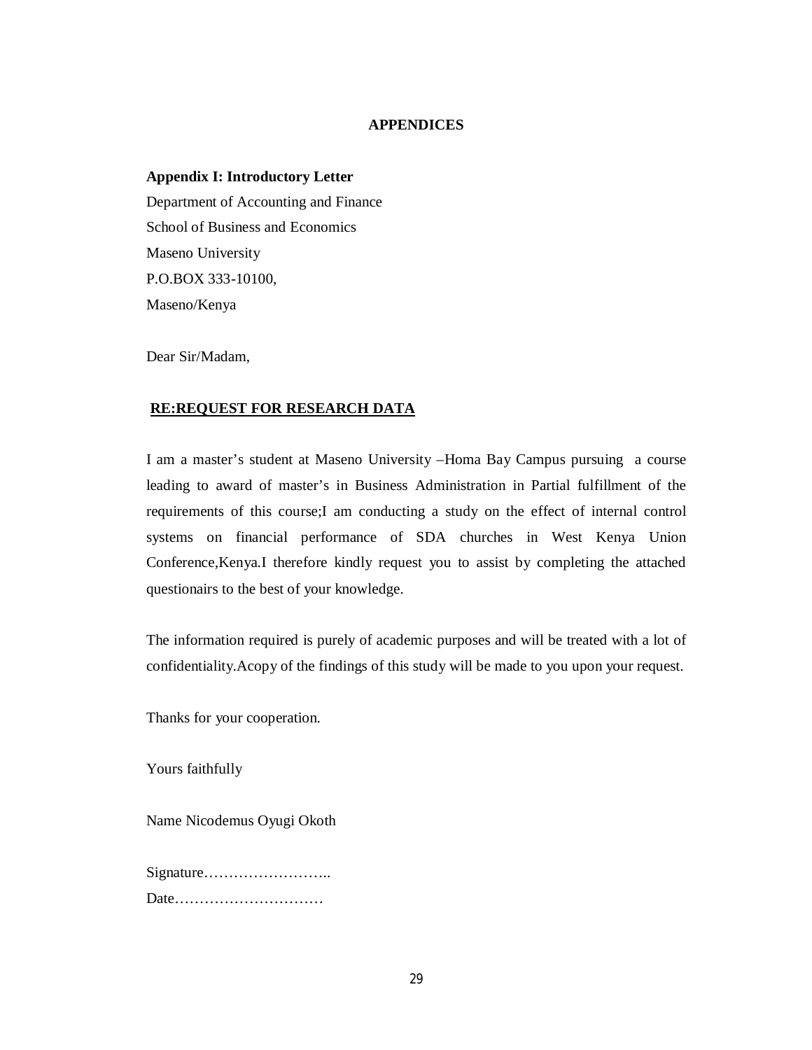# APPENDICES

**Appendix I: Introductory Letter**

Department of Accounting and Finance
School of Business and Economics
Maseno University
P.O.BOX 333-10100,
Maseno/Kenya

Dear Sir/Madam,

**RE:REQUEST FOR RESEARCH DATA**

I am a master's student at Maseno University –Homa Bay Campus pursuing a course leading to award of master's in Business Administration in Partial fulfillment of the requirements of this course;I am conducting a study on the effect of internal control systems on financial performance of SDA churches in West Kenya Union Conference,Kenya.I therefore kindly request you to assist by completing the attached questionairs to the best of your knowledge.

The information required is purely of academic purposes and will be treated with a lot of confidentiality.Acopy of the findings of this study will be made to you upon your request.

Thanks for your cooperation.

Yours faithfully

Name Nicodemus Oyugi Okoth

Signature……………………..
Date…………………………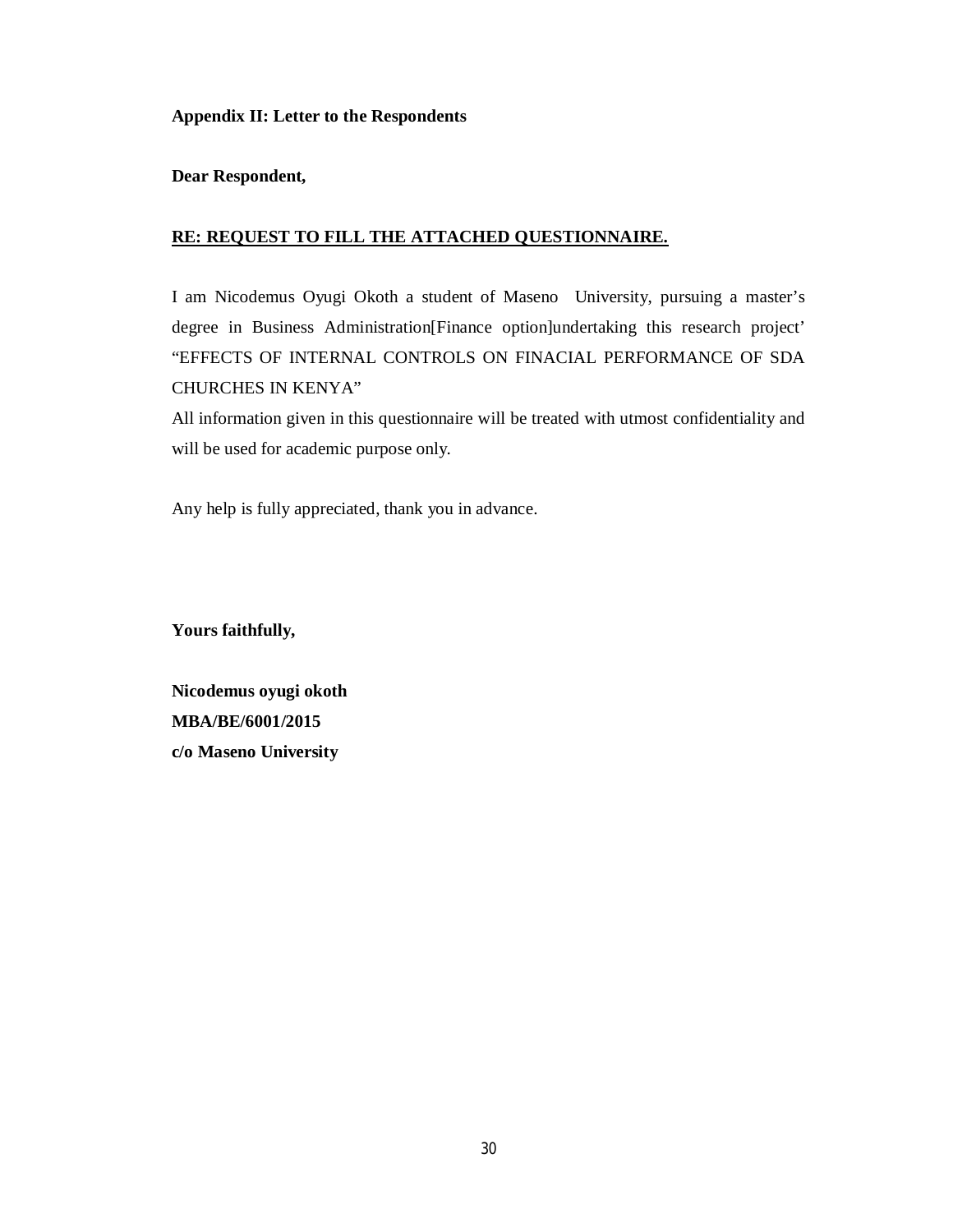**Appendix II: Letter to the Respondents**

**Dear Respondent,**

**<u>RE: REQUEST TO FILL THE ATTACHED QUESTIONNAIRE.</u>**

I am Nicodemus Oyugi Okoth a student of Maseno University, pursuing a master's degree in Business Administration[Finance option]undertaking this research project' "EFFECTS OF INTERNAL CONTROLS ON FINACIAL PERFORMANCE OF SDA CHURCHES IN KENYA"

All information given in this questionnaire will be treated with utmost confidentiality and will be used for academic purpose only.

Any help is fully appreciated, thank you in advance.

**Yours faithfully,**

**Nicodemus oyugi okoth**
**MBA/BE/6001/2015**
**c/o Maseno University**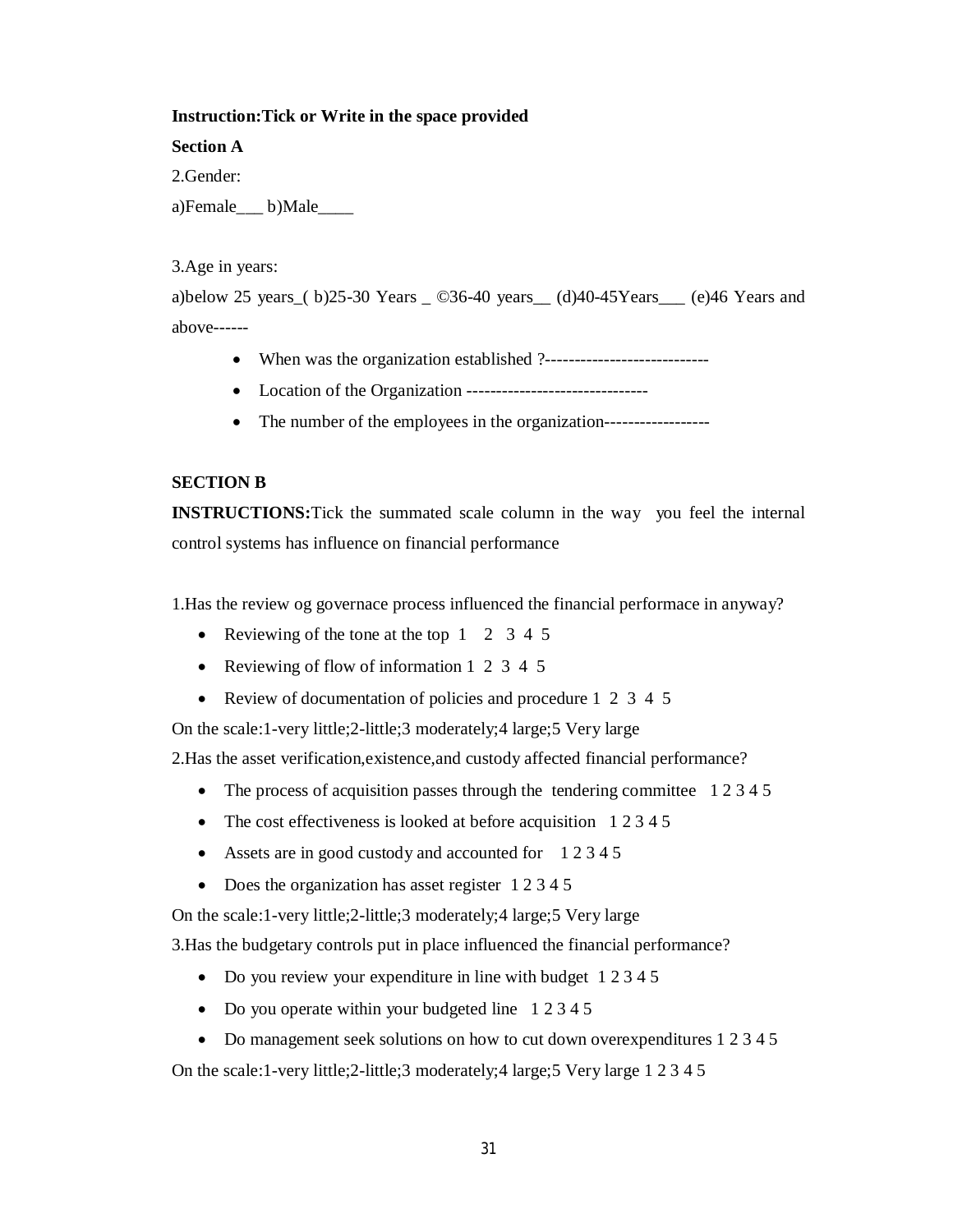**Instruction:Tick or Write in the space provided**

**Section A**

2.Gender:

a)Female___ b)Male____

3.Age in years:

a)below 25 years_( b)25-30 Years _ ©36-40 years__ (d)40-45Years___ (e)46 Years and above------

- When was the organization established ?---------------------------
- Location of the Organization ------------------------------
- The number of the employees in the organization-----------------

**SECTION B**

**INSTRUCTIONS:**Tick the summated scale column in the way you feel the internal control systems has influence on financial performance

1.Has the review og governace process influenced the financial performace in anyway?

- Reviewing of the tone at the top 1 2 3 4 5
- Reviewing of flow of information 1 2 3 4 5
- Review of documentation of policies and procedure 1 2 3 4 5

On the scale:1-very little;2-little;3 moderately;4 large;5 Very large

2.Has the asset verification,existence,and custody affected financial performance?

- The process of acquisition passes through the tendering committee 1 2 3 4 5
- The cost effectiveness is looked at before acquisition 1 2 3 4 5
- Assets are in good custody and accounted for 1 2 3 4 5
- Does the organization has asset register 1 2 3 4 5

On the scale:1-very little;2-little;3 moderately;4 large;5 Very large

3.Has the budgetary controls put in place influenced the financial performance?

- Do you review your expenditure in line with budget 1 2 3 4 5
- Do you operate within your budgeted line 1 2 3 4 5
- Do management seek solutions on how to cut down overexpenditures 1 2 3 4 5

On the scale:1-very little;2-little;3 moderately;4 large;5 Very large 1 2 3 4 5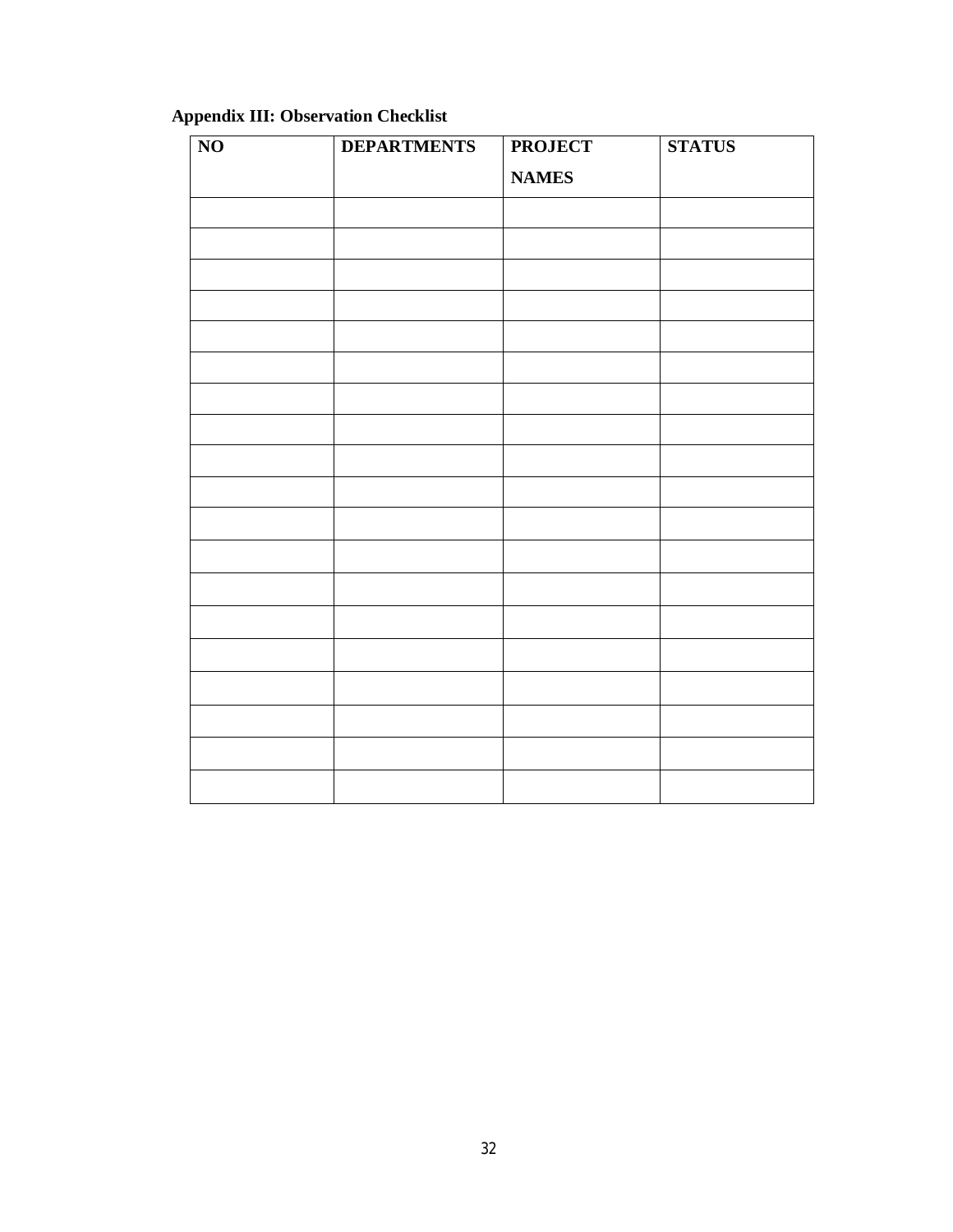**Appendix III: Observation Checklist**

| NO | DEPARTMENTS | PROJECT NAMES | STATUS |
|---|---|---|---|
| | | | |
| | | | |
| | | | |
| | | | |
| | | | |
| | | | |
| | | | |
| | | | |
| | | | |
| | | | |
| | | | |
| | | | |
| | | | |
| | | | |
| | | | |
| | | | |
| | | | |
| | | | |
| | | | |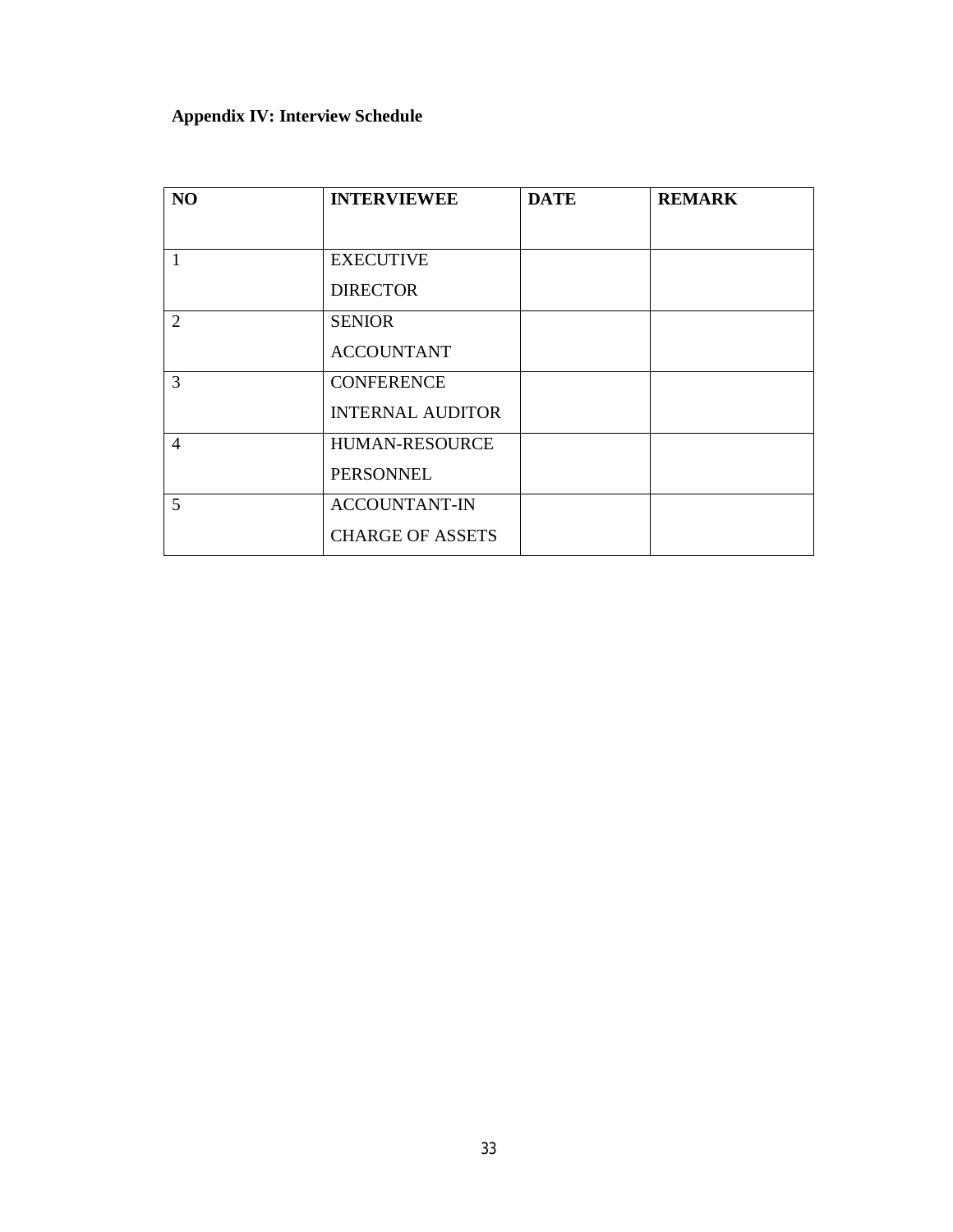**Appendix IV: Interview Schedule**

| NO | INTERVIEWEE | DATE | REMARK |
|---|---|---|---|
| 1 | EXECUTIVE DIRECTOR | | |
| 2 | SENIOR ACCOUNTANT | | |
| 3 | CONFERENCE INTERNAL AUDITOR | | |
| 4 | HUMAN-RESOURCE PERSONNEL | | |
| 5 | ACCOUNTANT-IN CHARGE OF ASSETS | | |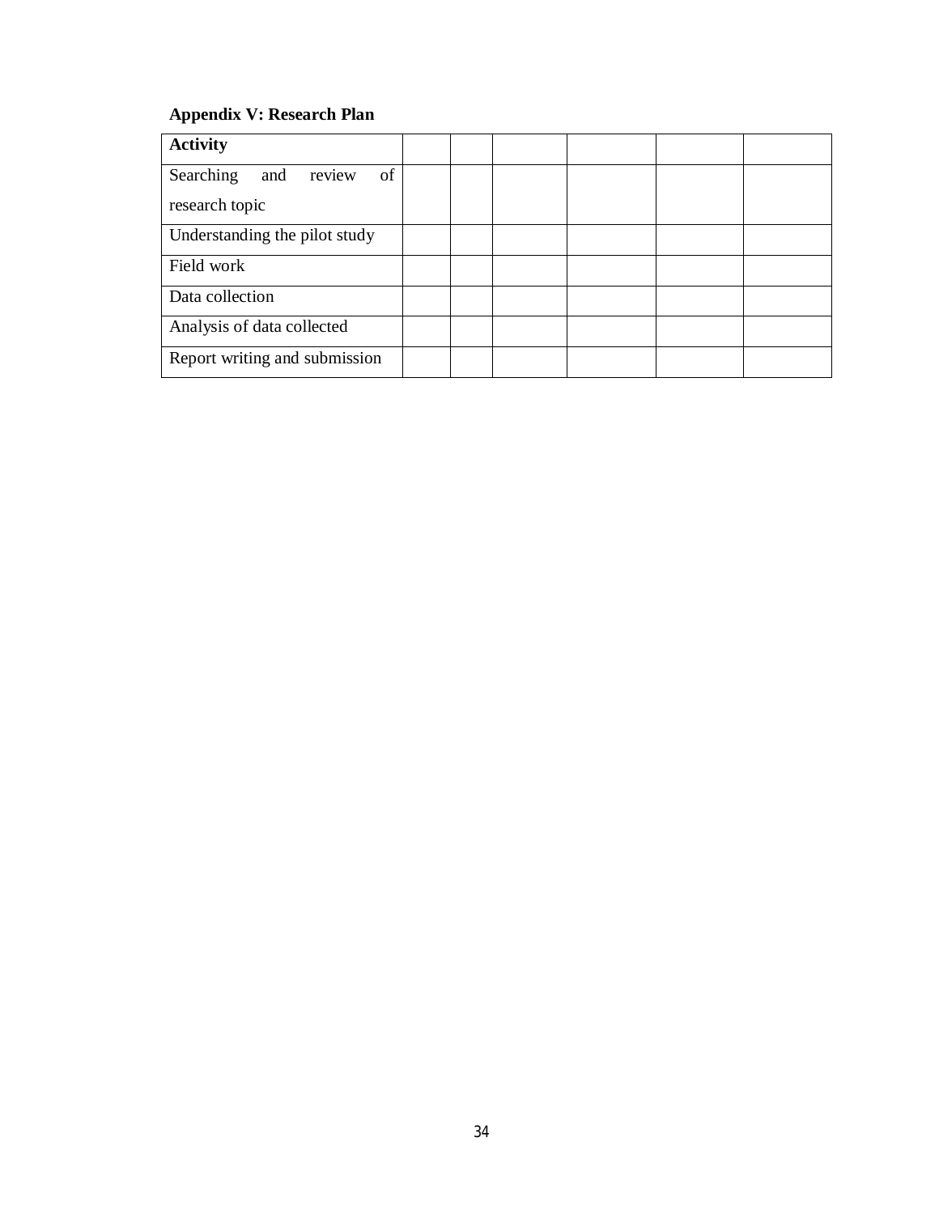**Appendix V: Research Plan**

| Activity | | | | | | |
|---|---|---|---|---|---|---|
| Searching and review of research topic | | | | | | |
| Understanding the pilot study | | | | | | |
| Field work | | | | | | |
| Data collection | | | | | | |
| Analysis of data collected | | | | | | |
| Report writing and submission | | | | | | |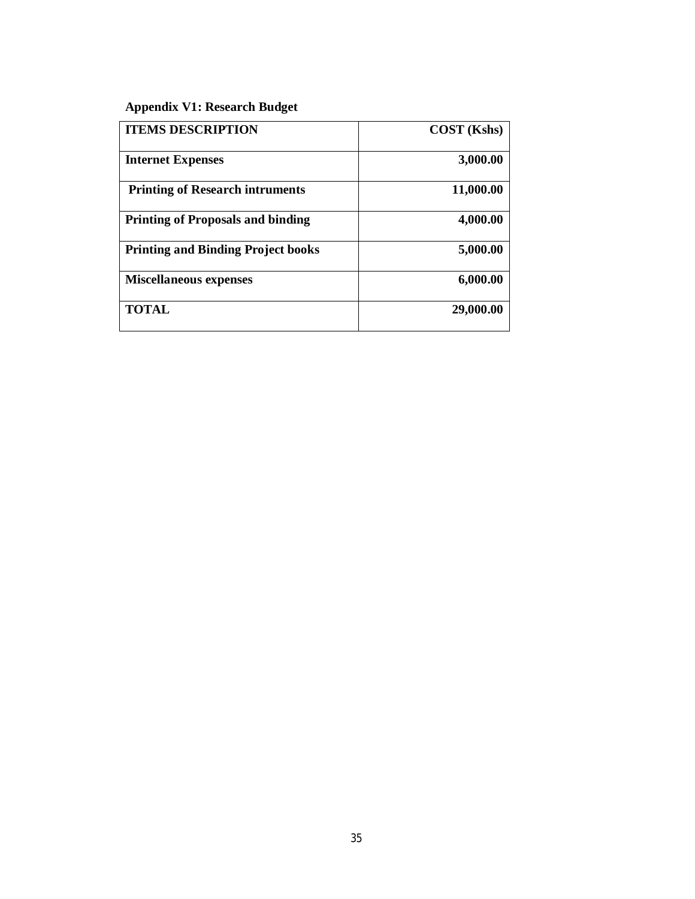**Appendix V1: Research Budget**

| ITEMS DESCRIPTION | COST (Kshs) |
| --- | ---: |
| Internet Expenses | 3,000.00 |
| Printing of Research intruments | 11,000.00 |
| Printing of Proposals and binding | 4,000.00 |
| Printing and Binding Project books | 5,000.00 |
| Miscellaneous expenses | 6,000.00 |
| TOTAL | 29,000.00 |